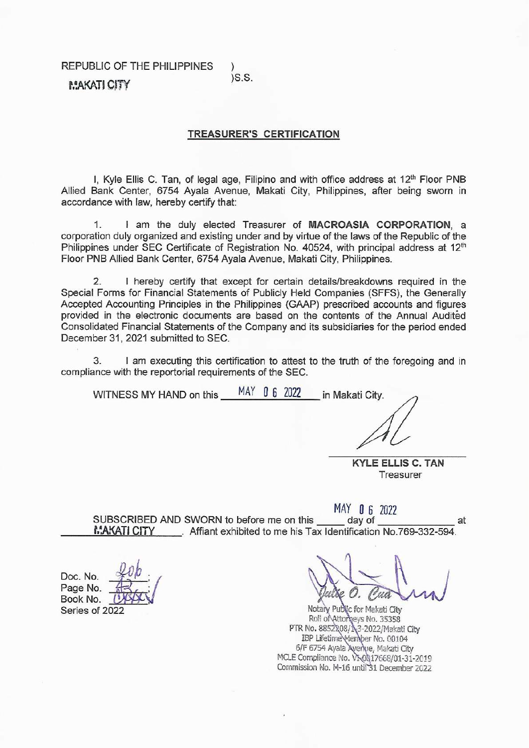REPUBLIC OF THE PHILIPPINES )
MAKATI CITY )S.S.

## TREASURER'S CERTIFICATION

I, Kyle Ellis C. Tan, of legal age, Filipino and with office address at 12th Floor PNB Allied Bank Center, 6754 Ayala Avenue, Makati City, Philippines, after being sworn in accordance with law, hereby certify that:

1. I am the duly elected Treasurer of **MACROASIA CORPORATION**, a corporation duly organized and existing under and by virtue of the laws of the Republic of the Philippines under SEC Certificate of Registration No. 40524, with principal address at 12th Floor PNB Allied Bank Center, 6754 Ayala Avenue, Makati City, Philippines.

2. I hereby certify that except for certain details/breakdowns required in the Special Forms for Financial Statements of Publicly Held Companies (SFFS), the Generally Accepted Accounting Principles in the Philippines (GAAP) prescribed accounts and figures provided in the electronic documents are based on the contents of the Annual Audited Consolidated Financial Statements of the Company and its subsidiaries for the period ended December 31, 2021 submitted to SEC.

3. I am executing this certification to attest to the truth of the foregoing and in compliance with the reportorial requirements of the SEC.

WITNESS MY HAND on this MAY 06 2022 in Makati City.

**KYLE ELLIS C. TAN**
Treasurer

SUBSCRIBED AND SWORN to before me on this ____ day of MAY 06 2022 at MAKATI CITY. Affiant exhibited to me his Tax Identification No.769-332-594.

Doc. No. 206;
Page No. 43;
Book No. XXX;
Series of 2022

Julie O. Cua
Notary Public for Makati City
Roll of Attorneys No. 35358
PTR No. 8852208/1-3-2022/Makati City
IBP Lifetime Member No. 00104
6/F 6754 Ayala Avenue, Makati City
MCLE Compliance No. VI-0017668/01-31-2019
Commission No. M-16 until 31 December 2022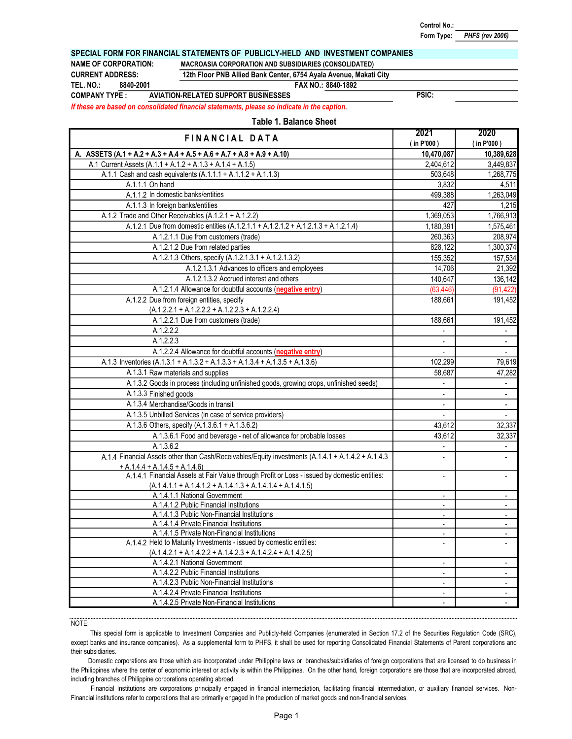Control No.:
Form Type: *PHFS (rev 2006)*

**SPECIAL FORM FOR FINANCIAL STATEMENTS OF PUBLICLY-HELD AND INVESTMENT COMPANIES**

**NAME OF CORPORATION:** MACROASIA CORPORATION AND SUBSIDIARIES (CONSOLIDATED)

**CURRENT ADDRESS:** 12th Floor PNB Allied Bank Center, 6754 Ayala Avenue, Makati City

**TEL. NO.:** 8840-2001 **FAX NO.:** 8840-1892

**COMPANY TYPE :** AVIATION-RELATED SUPPORT BUSINESSES **PSIC:**

*If these are based on consolidated financial statements, please so indicate in the caption.*

## Table 1. Balance Sheet

| FINANCIAL DATA | 2021 (in P'000) | 2020 (in P'000) |
|---|---|---|
| **A. ASSETS (A.1 + A.2 + A.3 + A.4 + A.5 + A.6 + A.7 + A.8 + A.9 + A.10)** | **10,470,087** | **10,389,628** |
| A.1 Current Assets (A.1.1 + A.1.2 + A.1.3 + A.1.4 + A.1.5) | 2,404,612 | 3,449,837 |
| A.1.1 Cash and cash equivalents (A.1.1.1 + A.1.1.2 + A.1.1.3) | 503,648 | 1,268,775 |
| A.1.1.1 On hand | 3,832 | 4,511 |
| A.1.1.2 In domestic banks/entities | 499,388 | 1,263,049 |
| A.1.1.3 In foreign banks/entities | 427 | 1,215 |
| A.1.2 Trade and Other Receivables (A.1.2.1 + A.1.2.2) | 1,369,053 | 1,766,913 |
| A.1.2.1 Due from domestic entities (A.1.2.1.1 + A.1.2.1.2 + A.1.2.1.3 + A.1.2.1.4) | 1,180,391 | 1,575,461 |
| A.1.2.1.1 Due from customers (trade) | 260,363 | 208,974 |
| A.1.2.1.2 Due from related parties | 828,122 | 1,300,374 |
| A.1.2.1.3 Others, specify (A.1.2.1.3.1 + A.1.2.1.3.2) | 155,352 | 157,534 |
| A.1.2.1.3.1 Advances to officers and employees | 14,706 | 21,392 |
| A.1.2.1.3.2 Accrued interest and others | 140,647 | 136,142 |
| A.1.2.1.4 Allowance for doubtful accounts (negative entry) | (63,446) | (91,422) |
| A.1.2.2 Due from foreign entities, specify (A.1.2.2.1 + A.1.2.2.2 + A.1.2.2.3 + A.1.2.2.4) | 188,661 | 191,452 |
| A.1.2.2.1 Due from customers (trade) | 188,661 | 191,452 |
| A.1.2.2.2 | - | - |
| A.1.2.2.3 | - | - |
| A.1.2.2.4 Allowance for doubtful accounts (negative entry) | - | - |
| A.1.3 Inventories (A.1.3.1 + A.1.3.2 + A.1.3.3 + A.1.3.4 + A.1.3.5 + A.1.3.6) | 102,299 | 79,619 |
| A.1.3.1 Raw materials and supplies | 58,687 | 47,282 |
| A.1.3.2 Goods in process (including unfinished goods, growing crops, unfinished seeds) | - | - |
| A.1.3.3 Finished goods | - | - |
| A.1.3.4 Merchandise/Goods in transit | - | - |
| A.1.3.5 Unbilled Services (in case of service providers) | - | - |
| A.1.3.6 Others, specify (A.1.3.6.1 + A.1.3.6.2) | 43,612 | 32,337 |
| A.1.3.6.1 Food and beverage - net of allowance for probable losses | 43,612 | 32,337 |
| A.1.3.6.2 | - | - |
| A.1.4 Financial Assets other than Cash/Receivables/Equity investments (A.1.4.1 + A.1.4.2 + A.1.4.3 + A.1.4.4 + A.1.4.5 + A.1.4.6) | - | - |
| A.1.4.1 Financial Assets at Fair Value through Profit or Loss - issued by domestic entities: (A.1.4.1.1 + A.1.4.1.2 + A.1.4.1.3 + A.1.4.1.4 + A.1.4.1.5) | - | - |
| A.1.4.1.1 National Government | - | - |
| A.1.4.1.2 Public Financial Institutions | - | - |
| A.1.4.1.3 Public Non-Financial Institutions | - | - |
| A.1.4.1.4 Private Financial Institutions | - | - |
| A.1.4.1.5 Private Non-Financial Institutions | - | - |
| A.1.4.2 Held to Maturity Investments - issued by domestic entities: (A.1.4.2.1 + A.1.4.2.2 + A.1.4.2.3 + A.1.4.2.4 + A.1.4.2.5) | - | - |
| A.1.4.2.1 National Government | - | - |
| A.1.4.2.2 Public Financial Institutions | - | - |
| A.1.4.2.3 Public Non-Financial Institutions | - | - |
| A.1.4.2.4 Private Financial Institutions | - | - |
| A.1.4.2.5 Private Non-Financial Institutions | - | - |

NOTE:

This special form is applicable to Investment Companies and Publicly-held Companies (enumerated in Section 17.2 of the Securities Regulation Code (SRC), except banks and insurance companies). As a supplemental form to PHFS, it shall be used for reporting Consolidated Financial Statements of Parent corporations and their subsidiaries.

Domestic corporations are those which are incorporated under Philippine laws or branches/subsidiaries of foreign corporations that are licensed to do business in the Philippines where the center of economic interest or activity is within the Philippines. On the other hand, foreign corporations are those that are incorporated abroad, including branches of Philippine corporations operating abroad.

Financial Institutions are corporations principally engaged in financial intermediation, facilitating financial intermediation, or auxiliary financial services. Non-Financial institutions refer to corporations that are primarily engaged in the production of market goods and non-financial services.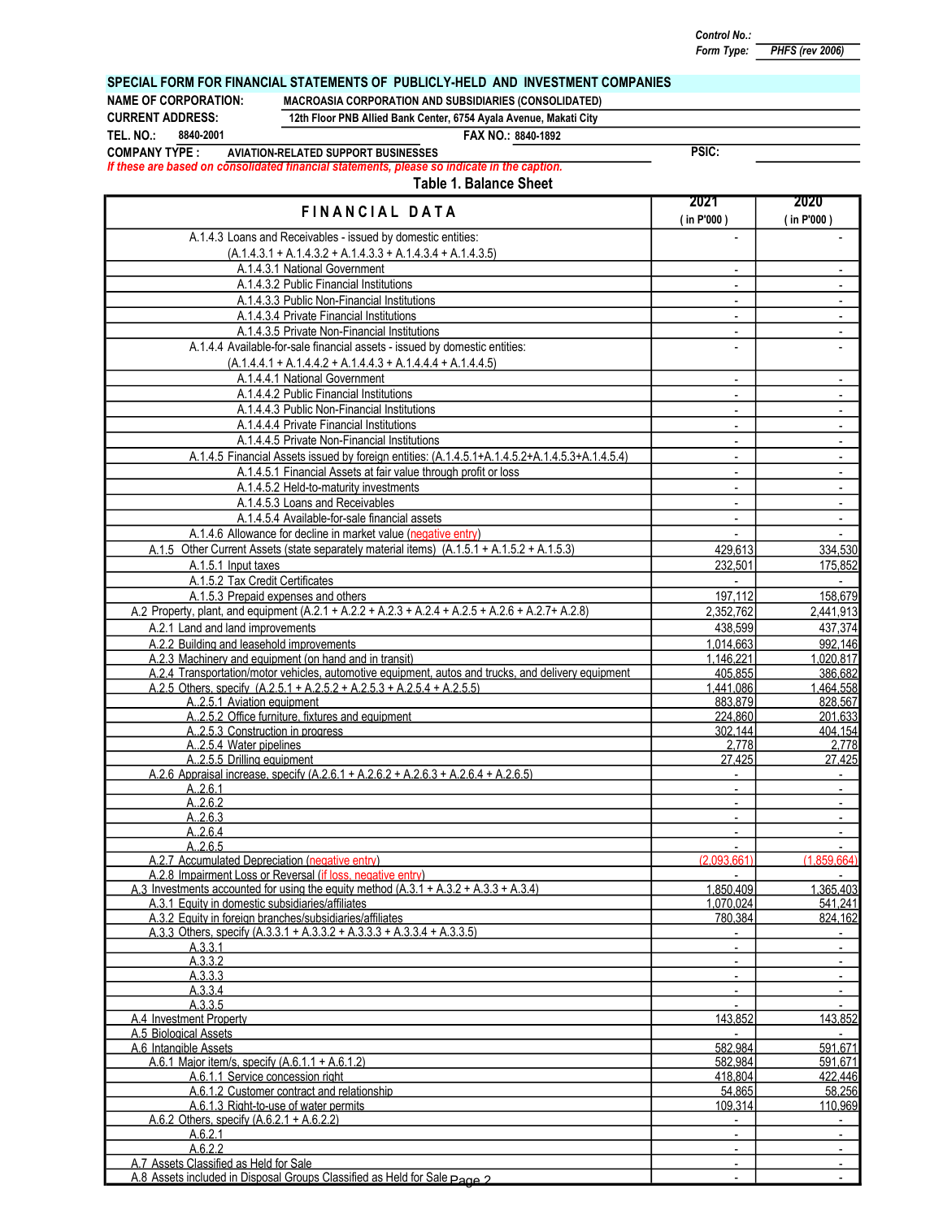Control No.:
Form Type: PHFS (rev 2006)

## SPECIAL FORM FOR FINANCIAL STATEMENTS OF PUBLICLY-HELD AND INVESTMENT COMPANIES

**NAME OF CORPORATION:** MACROASIA CORPORATION AND SUBSIDIARIES (CONSOLIDATED)
**CURRENT ADDRESS:** 12th Floor PNB Allied Bank Center, 6754 Ayala Avenue, Makati City
**TEL. NO.:** 8840-2001 **FAX NO.:** 8840-1892
**COMPANY TYPE :** AVIATION-RELATED SUPPORT BUSINESSES **PSIC:**

*If these are based on consolidated financial statements, please so indicate in the caption.*

### Table 1. Balance Sheet

| FINANCIAL DATA | 2021 ( in P'000 ) | 2020 ( in P'000 ) |
|---|---|---|
| A.1.4.3 Loans and Receivables - issued by domestic entities: (A.1.4.3.1 + A.1.4.3.2 + A.1.4.3.3 + A.1.4.3.4 + A.1.4.3.5) | - | - |
| A.1.4.3.1 National Government | - | - |
| A.1.4.3.2 Public Financial Institutions | - | - |
| A.1.4.3.3 Public Non-Financial Institutions | - | - |
| A.1.4.3.4 Private Financial Institutions | - | - |
| A.1.4.3.5 Private Non-Financial Institutions | - | - |
| A.1.4.4 Available-for-sale financial assets - issued by domestic entities: (A.1.4.4.1 + A.1.4.4.2 + A.1.4.4.3 + A.1.4.4.4 + A.1.4.4.5) | - | - |
| A.1.4.4.1 National Government | - | - |
| A.1.4.4.2 Public Financial Institutions | - | - |
| A.1.4.4.3 Public Non-Financial Institutions | - | - |
| A.1.4.4.4 Private Financial Institutions | - | - |
| A.1.4.4.5 Private Non-Financial Institutions | - | - |
| A.1.4.5 Financial Assets issued by foreign entities: (A.1.4.5.1+A.1.4.5.2+A.1.4.5.3+A.1.4.5.4) | - | - |
| A.1.4.5.1 Financial Assets at fair value through profit or loss | - | - |
| A.1.4.5.2 Held-to-maturity investments | - | - |
| A.1.4.5.3 Loans and Receivables | - | - |
| A.1.4.5.4 Available-for-sale financial assets | - | - |
| A.1.4.6 Allowance for decline in market value (negative entry) | - | - |
| A.1.5 Other Current Assets (state separately material items) (A.1.5.1 + A.1.5.2 + A.1.5.3) | 429,613 | 334,530 |
| A.1.5.1 Input taxes | 232,501 | 175,852 |
| A.1.5.2 Tax Credit Certificates | - | - |
| A.1.5.3 Prepaid expenses and others | 197,112 | 158,679 |
| A.2 Property, plant, and equipment (A.2.1 + A.2.2 + A.2.3 + A.2.4 + A.2.5 + A.2.6 + A.2.7+ A.2.8) | 2,352,762 | 2,441,913 |
| A.2.1 Land and land improvements | 438,599 | 437,374 |
| A.2.2 Building and leasehold improvements | 1,014,663 | 992,146 |
| A.2.3 Machinery and equipment (on hand and in transit) | 1,146,221 | 1,020,817 |
| A.2.4 Transportation/motor vehicles, automotive equipment, autos and trucks, and delivery equipment | 405,855 | 386,682 |
| A.2.5 Others, specify (A.2.5.1 + A.2.5.2 + A.2.5.3 + A.2.5.4 + A.2.5.5) | 1,441,086 | 1,464,558 |
| A..2.5.1 Aviation equipment | 883,879 | 828,567 |
| A..2.5.2 Office furniture, fixtures and equipment | 224,860 | 201,633 |
| A..2.5.3 Construction in progress | 302,144 | 404,154 |
| A..2.5.4 Water pipelines | 2,778 | 2,778 |
| A..2.5.5 Drilling equipment | 27,425 | 27,425 |
| A.2.6 Appraisal increase, specify (A.2.6.1 + A.2.6.2 + A.2.6.3 + A.2.6.4 + A.2.6.5) | - | - |
| A..2.6.1 | - | - |
| A..2.6.2 | - | - |
| A..2.6.3 | - | - |
| A..2.6.4 | - | - |
| A..2.6.5 | - | - |
| A.2.7 Accumulated Depreciation (negative entry) | (2,093,661) | (1,859,664) |
| A.2.8 Impairment Loss or Reversal (if loss, negative entry) | - | - |
| A.3 Investments accounted for using the equity method (A.3.1 + A.3.2 + A.3.3 + A.3.4) | 1,850,409 | 1,365,403 |
| A.3.1 Equity in domestic subsidiaries/affiliates | 1,070,024 | 541,241 |
| A.3.2 Equity in foreign branches/subsidiaries/affiliates | 780,384 | 824,162 |
| A.3.3 Others, specify (A.3.3.1 + A.3.3.2 + A.3.3.3 + A.3.3.4 + A.3.3.5) | - | - |
| A.3.3.1 | - | - |
| A.3.3.2 | - | - |
| A.3.3.3 | - | - |
| A.3.3.4 | - | - |
| A.3.3.5 | - | - |
| A.4 Investment Property | 143,852 | 143,852 |
| A.5 Biological Assets | - | - |
| A.6 Intangible Assets | 582,984 | 591,671 |
| A.6.1 Major item/s, specify (A.6.1.1 + A.6.1.2) | 582,984 | 591,671 |
| A.6.1.1 Service concession right | 418,804 | 422,446 |
| A.6.1.2 Customer contract and relationship | 54,865 | 58,256 |
| A.6.1.3 Right-to-use of water permits | 109,314 | 110,969 |
| A.6.2 Others, specify (A.6.2.1 + A.6.2.2) | - | - |
| A.6.2.1 | - | - |
| A.6.2.2 | - | - |
| A.7 Assets Classified as Held for Sale | - | - |
| A.8 Assets included in Disposal Groups Classified as Held for Sale | - | - |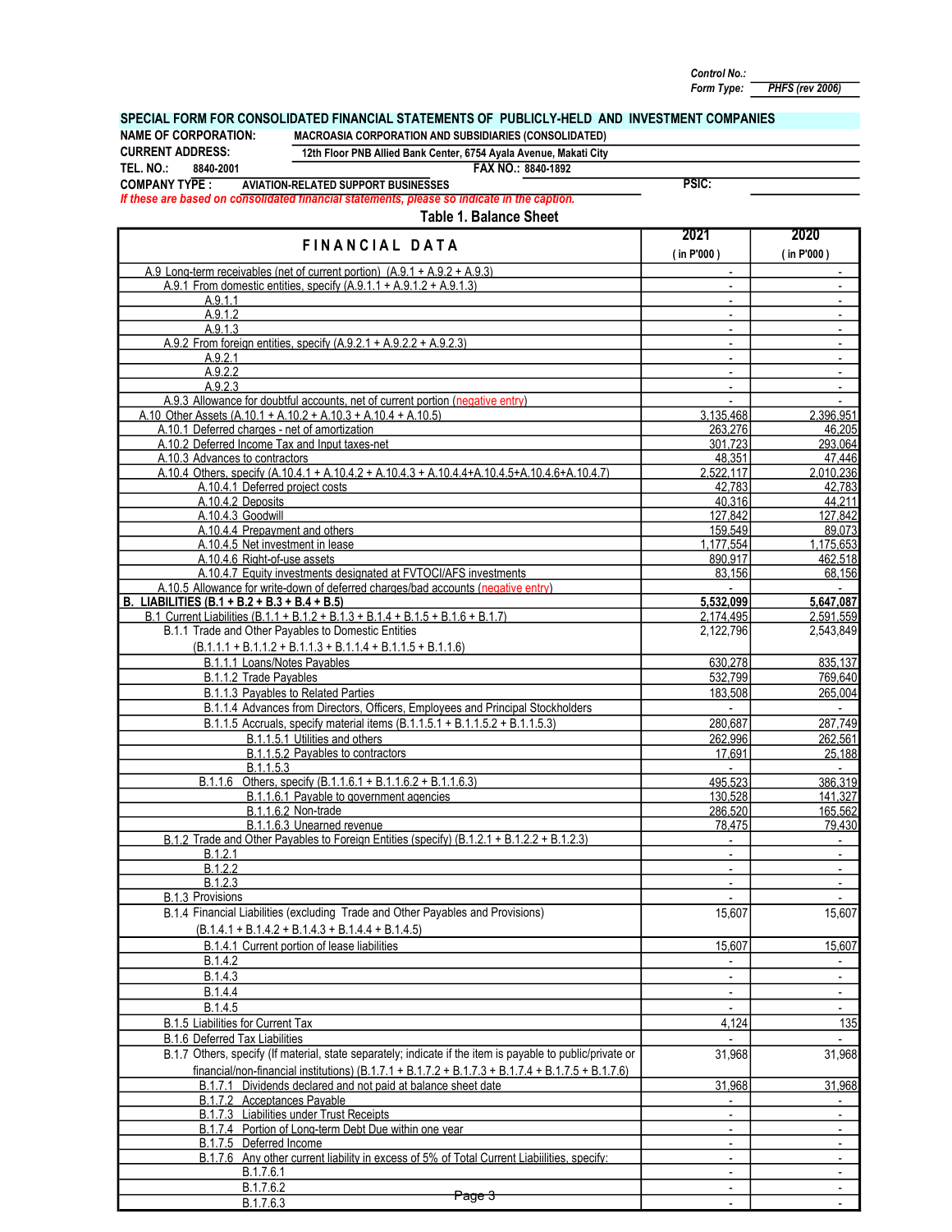Control No.:
Form Type: PHFS (rev 2006)

**SPECIAL FORM FOR CONSOLIDATED FINANCIAL STATEMENTS OF PUBLICLY-HELD AND INVESTMENT COMPANIES**

**NAME OF CORPORATION:** MACROASIA CORPORATION AND SUBSIDIARIES (CONSOLIDATED)
**CURRENT ADDRESS:** 12th Floor PNB Allied Bank Center, 6754 Ayala Avenue, Makati City
**TEL. NO.:** 8840-2001 **FAX NO.:** 8840-1892
**COMPANY TYPE :** AVIATION-RELATED SUPPORT BUSINESSES **PSIC:**

*If these are based on consolidated financial statements, please so indicate in the caption.*

## Table 1. Balance Sheet

| FINANCIAL DATA | 2021 ( in P'000 ) | 2020 ( in P'000 ) |
|---|---|---|
| A.9 Long-term receivables (net of current portion) (A.9.1 + A.9.2 + A.9.3) | - | - |
| A.9.1 From domestic entities, specify (A.9.1.1 + A.9.1.2 + A.9.1.3) | - | - |
| A.9.1.1 | - | - |
| A.9.1.2 | - | - |
| A.9.1.3 | - | - |
| A.9.2 From foreign entities, specify (A.9.2.1 + A.9.2.2 + A.9.2.3) | - | - |
| A.9.2.1 | - | - |
| A.9.2.2 | - | - |
| A.9.2.3 | - | - |
| A.9.3 Allowance for doubtful accounts, net of current portion (negative entry) | - | - |
| A.10 Other Assets (A.10.1 + A.10.2 + A.10.3 + A.10.4 + A.10.5) | 3,135,468 | 2,396,951 |
| A.10.1 Deferred charges - net of amortization | 263,276 | 46,205 |
| A.10.2 Deferred Income Tax and Input taxes-net | 301,723 | 293,064 |
| A.10.3 Advances to contractors | 48,351 | 47,446 |
| A.10.4 Others, specify (A.10.4.1 + A.10.4.2 + A.10.4.3 + A.10.4.4+A.10.4.5+A.10.4.6+A.10.4.7) | 2,522,117 | 2,010,236 |
| A.10.4.1 Deferred project costs | 42,783 | 42,783 |
| A.10.4.2 Deposits | 40,316 | 44,211 |
| A.10.4.3 Goodwill | 127,842 | 127,842 |
| A.10.4.4 Prepayment and others | 159,549 | 89,073 |
| A.10.4.5 Net investment in lease | 1,177,554 | 1,175,653 |
| A.10.4.6 Right-of-use assets | 890,917 | 462,518 |
| A.10.4.7 Equity investments designated at FVTOCI/AFS investments | 83,156 | 68,156 |
| A.10.5 Allowance for write-down of deferred charges/bad accounts (negative entry) | - | - |
| **B. LIABILITIES (B.1 + B.2 + B.3 + B.4 + B.5)** | **5,532,099** | **5,647,087** |
| B.1 Current Liabilities (B.1.1 + B.1.2 + B.1.3 + B.1.4 + B.1.5 + B.1.6 + B.1.7) | 2,174,495 | 2,591,559 |
| B.1.1 Trade and Other Payables to Domestic Entities (B.1.1.1 + B.1.1.2 + B.1.1.3 + B.1.1.4 + B.1.1.5 + B.1.1.6) | 2,122,796 | 2,543,849 |
| B.1.1.1 Loans/Notes Payables | 630,278 | 835,137 |
| B.1.1.2 Trade Payables | 532,799 | 769,640 |
| B.1.1.3 Payables to Related Parties | 183,508 | 265,004 |
| B.1.1.4 Advances from Directors, Officers, Employees and Principal Stockholders | - | - |
| B.1.1.5 Accruals, specify material items (B.1.1.5.1 + B.1.1.5.2 + B.1.1.5.3) | 280,687 | 287,749 |
| B.1.1.5.1 Utilities and others | 262,996 | 262,561 |
| B.1.1.5.2 Payables to contractors | 17,691 | 25,188 |
| B.1.1.5.3 | - | - |
| B.1.1.6 Others, specify (B.1.1.6.1 + B.1.1.6.2 + B.1.1.6.3) | 495,523 | 386,319 |
| B.1.1.6.1 Payable to government agencies | 130,528 | 141,327 |
| B.1.1.6.2 Non-trade | 286,520 | 165,562 |
| B.1.1.6.3 Unearned revenue | 78,475 | 79,430 |
| B.1.2 Trade and Other Payables to Foreign Entities (specify) (B.1.2.1 + B.1.2.2 + B.1.2.3) | - | - |
| B.1.2.1 | - | - |
| B.1.2.2 | - | - |
| B.1.2.3 | - | - |
| B.1.3 Provisions | - | - |
| B.1.4 Financial Liabilities (excluding Trade and Other Payables and Provisions) (B.1.4.1 + B.1.4.2 + B.1.4.3 + B.1.4.4 + B.1.4.5) | 15,607 | 15,607 |
| B.1.4.1 Current portion of lease liabilities | 15,607 | 15,607 |
| B.1.4.2 | - | - |
| B.1.4.3 | - | - |
| B.1.4.4 | - | - |
| B.1.4.5 | - | - |
| B.1.5 Liabilities for Current Tax | 4,124 | 135 |
| B.1.6 Deferred Tax Liabilities | - | - |
| B.1.7 Others, specify (If material, state separately; indicate if the item is payable to public/private or financial/non-financial institutions) (B.1.7.1 + B.1.7.2 + B.1.7.3 + B.1.7.4 + B.1.7.5 + B.1.7.6) | 31,968 | 31,968 |
| B.1.7.1 Dividends declared and not paid at balance sheet date | 31,968 | 31,968 |
| B.1.7.2 Acceptances Payable | - | - |
| B.1.7.3 Liabilities under Trust Receipts | - | - |
| B.1.7.4 Portion of Long-term Debt Due within one year | - | - |
| B.1.7.5 Deferred Income | - | - |
| B.1.7.6 Any other current liability in excess of 5% of Total Current Liabilities, specify: | - | - |
| B.1.7.6.1 | - | - |
| B.1.7.6.2 | - | - |
| B.1.7.6.3 | - | - |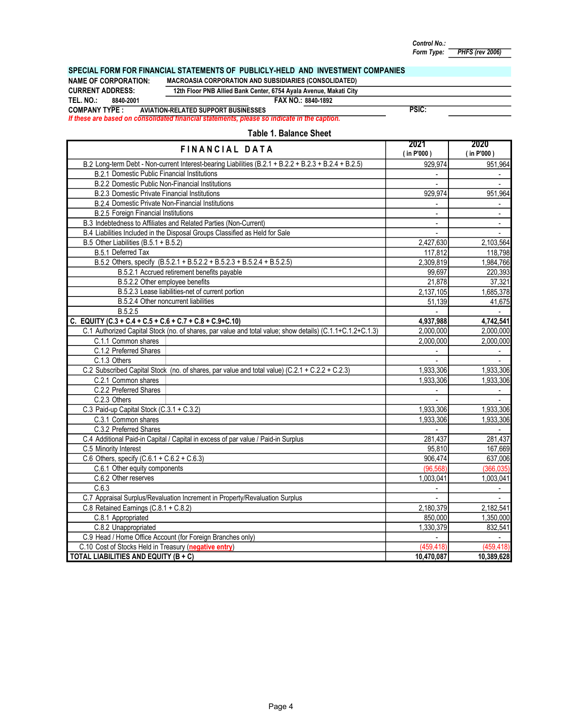Control No.:
Form Type: PHFS (rev 2006)

**SPECIAL FORM FOR FINANCIAL STATEMENTS OF PUBLICLY-HELD AND INVESTMENT COMPANIES**

**NAME OF CORPORATION:** MACROASIA CORPORATION AND SUBSIDIARIES (CONSOLIDATED)
**CURRENT ADDRESS:** 12th Floor PNB Allied Bank Center, 6754 Ayala Avenue, Makati City
**TEL. NO.:** 8840-2001 **FAX NO.:** 8840-1892
**COMPANY TYPE :** AVIATION-RELATED SUPPORT BUSINESSES **PSIC:**
*If these are based on consolidated financial statements, please so indicate in the caption.*

## Table 1. Balance Sheet

| FINANCIAL DATA | 2021 ( in P'000 ) | 2020 ( in P'000 ) |
|---|---|---|
| B.2 Long-term Debt - Non-current Interest-bearing Liabilities (B.2.1 + B.2.2 + B.2.3 + B.2.4 + B.2.5) | 929,974 | 951,964 |
| B.2.1 Domestic Public Financial Institutions | - | - |
| B.2.2 Domestic Public Non-Financial Institutions | - | - |
| B.2.3 Domestic Private Financial Institutions | 929,974 | 951,964 |
| B.2.4 Domestic Private Non-Financial Institutions | - | - |
| B.2.5 Foreign Financial Institutions | - | - |
| B.3 Indebtedness to Affiliates and Related Parties (Non-Current) | - | - |
| B.4 Liabilities Included in the Disposal Groups Classified as Held for Sale | - | - |
| B.5 Other Liabilities (B.5.1 + B.5.2) | 2,427,630 | 2,103,564 |
| B.5.1 Deferred Tax | 117,812 | 118,798 |
| B.5.2 Others, specify (B.5.2.1 + B.5.2.2 + B.5.2.3 + B.5.2.4 + B.5.2.5) | 2,309,819 | 1,984,766 |
| B.5.2.1 Accrued retirement benefits payable | 99,697 | 220,393 |
| B.5.2.2 Other employee benefits | 21,878 | 37,321 |
| B.5.2.3 Lease liabilities-net of current portion | 2,137,105 | 1,685,378 |
| B.5.2.4 Other noncurrent liabilities | 51,139 | 41,675 |
| B.5.2.5 | - | - |
| **C. EQUITY (C.3 + C.4 + C.5 + C.6 + C.7 + C.8 + C.9+C.10)** | **4,937,988** | **4,742,541** |
| C.1 Authorized Capital Stock (no. of shares, par value and total value; show details) (C.1.1+C.1.2+C.1.3) | 2,000,000 | 2,000,000 |
| C.1.1 Common shares | 2,000,000 | 2,000,000 |
| C.1.2 Preferred Shares | - | - |
| C.1.3 Others | - | - |
| C.2 Subscribed Capital Stock (no. of shares, par value and total value) (C.2.1 + C.2.2 + C.2.3) | 1,933,306 | 1,933,306 |
| C.2.1 Common shares | 1,933,306 | 1,933,306 |
| C.2.2 Preferred Shares | - | - |
| C.2.3 Others | - | - |
| C.3 Paid-up Capital Stock (C.3.1 + C.3.2) | 1,933,306 | 1,933,306 |
| C.3.1 Common shares | 1,933,306 | 1,933,306 |
| C.3.2 Preferred Shares | - | - |
| C.4 Additional Paid-in Capital / Capital in excess of par value / Paid-in Surplus | 281,437 | 281,437 |
| C.5 Minority Interest | 95,810 | 167,669 |
| C.6 Others, specify (C.6.1 + C.6.2 + C.6.3) | 906,474 | 637,006 |
| C.6.1 Other equity components | (96,568) | (366,035) |
| C.6.2 Other reserves | 1,003,041 | 1,003,041 |
| C.6.3 | - | - |
| C.7 Appraisal Surplus/Revaluation Increment in Property/Revaluation Surplus | - | - |
| C.8 Retained Earnings (C.8.1 + C.8.2) | 2,180,379 | 2,182,541 |
| C.8.1 Appropriated | 850,000 | 1,350,000 |
| C.8.2 Unappropriated | 1,330,379 | 832,541 |
| C.9 Head / Home Office Account (for Foreign Branches only) | - | - |
| C.10 Cost of Stocks Held in Treasury (negative entry) | (459,418) | (459,418) |
| **TOTAL LIABILITIES AND EQUITY (B + C)** | **10,470,087** | **10,389,628** |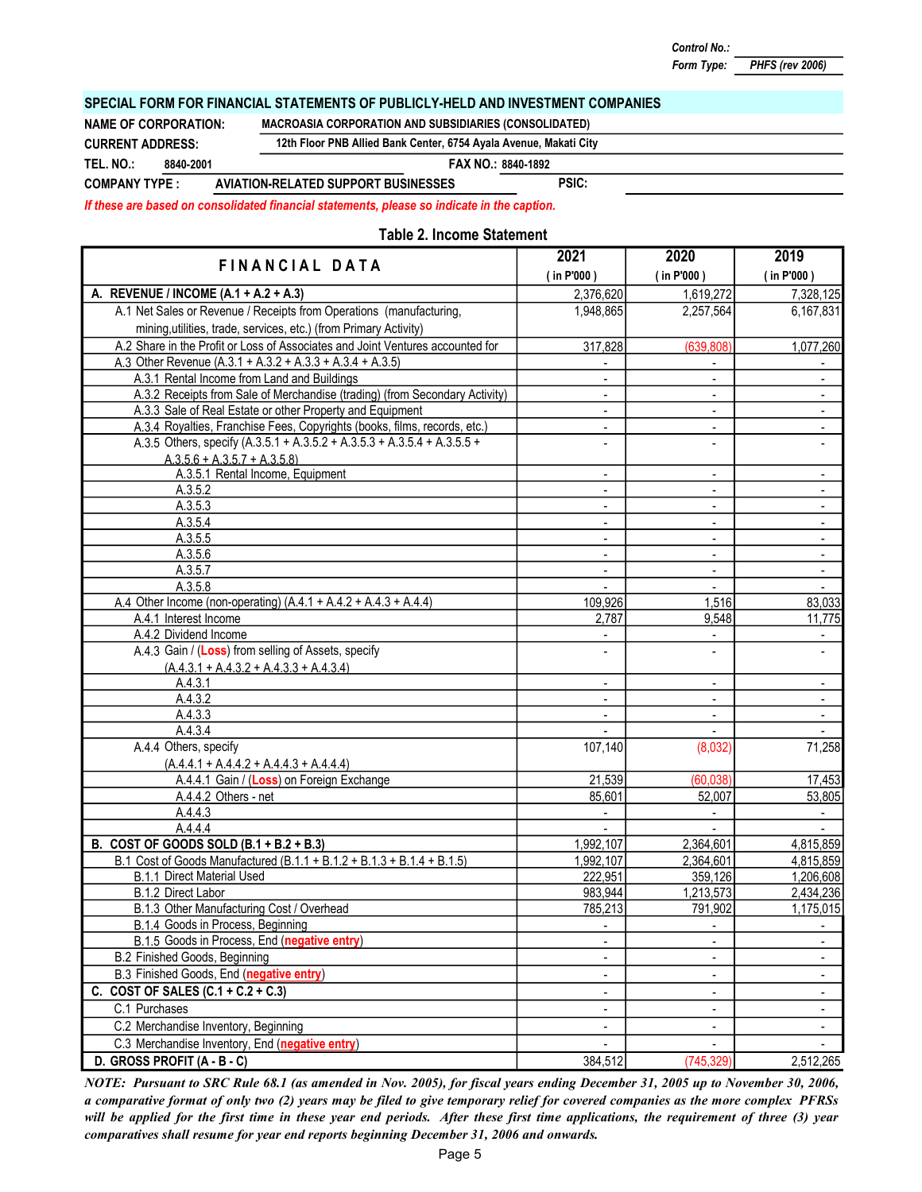Control No.:
Form Type: PHFS (rev 2006)

**SPECIAL FORM FOR FINANCIAL STATEMENTS OF PUBLICLY-HELD AND INVESTMENT COMPANIES**

**NAME OF CORPORATION:** MACROASIA CORPORATION AND SUBSIDIARIES (CONSOLIDATED)
**CURRENT ADDRESS:** 12th Floor PNB Allied Bank Center, 6754 Ayala Avenue, Makati City
**TEL. NO.:** 8840-2001 **FAX NO.:** 8840-1892
**COMPANY TYPE :** AVIATION-RELATED SUPPORT BUSINESSES **PSIC:**

*If these are based on consolidated financial statements, please so indicate in the caption.*

## Table 2. Income Statement

| FINANCIAL DATA | 2021 ( in P'000 ) | 2020 ( in P'000 ) | 2019 ( in P'000 ) |
|---|---|---|---|
| **A. REVENUE / INCOME (A.1 + A.2 + A.3)** | 2,376,620 | 1,619,272 | 7,328,125 |
| A.1 Net Sales or Revenue / Receipts from Operations (manufacturing, mining,utilities, trade, services, etc.) (from Primary Activity) | 1,948,865 | 2,257,564 | 6,167,831 |
| A.2 Share in the Profit or Loss of Associates and Joint Ventures accounted for | 317,828 | (639,808) | 1,077,260 |
| A.3 Other Revenue (A.3.1 + A.3.2 + A.3.3 + A.3.4 + A.3.5) | - | - | - |
| A.3.1 Rental Income from Land and Buildings | - | - | - |
| A.3.2 Receipts from Sale of Merchandise (trading) (from Secondary Activity) | - | - | - |
| A.3.3 Sale of Real Estate or other Property and Equipment | - | - | - |
| A.3.4 Royalties, Franchise Fees, Copyrights (books, films, records, etc.) | - | - | - |
| A.3.5 Others, specify (A.3.5.1 + A.3.5.2 + A.3.5.3 + A.3.5.4 + A.3.5.5 + A.3.5.6 + A.3.5.7 + A.3.5.8) | - | - | - |
| A.3.5.1 Rental Income, Equipment | - | - | - |
| A.3.5.2 | - | - | - |
| A.3.5.3 | - | - | - |
| A.3.5.4 | - | - | - |
| A.3.5.5 | - | - | - |
| A.3.5.6 | - | - | - |
| A.3.5.7 | - | - | - |
| A.3.5.8 | - | - | - |
| A.4 Other Income (non-operating) (A.4.1 + A.4.2 + A.4.3 + A.4.4) | 109,926 | 1,516 | 83,033 |
| A.4.1 Interest Income | 2,787 | 9,548 | 11,775 |
| A.4.2 Dividend Income | - | - | - |
| A.4.3 Gain / (Loss) from selling of Assets, specify (A.4.3.1 + A.4.3.2 + A.4.3.3 + A.4.3.4) | - | - | - |
| A.4.3.1 | - | - | - |
| A.4.3.2 | - | - | - |
| A.4.3.3 | - | - | - |
| A.4.3.4 | - | - | - |
| A.4.4 Others, specify (A.4.4.1 + A.4.4.2 + A.4.4.3 + A.4.4.4) | 107,140 | (8,032) | 71,258 |
| A.4.4.1 Gain / (Loss) on Foreign Exchange | 21,539 | (60,038) | 17,453 |
| A.4.4.2 Others - net | 85,601 | 52,007 | 53,805 |
| A.4.4.3 | - | - | - |
| A.4.4.4 | - | - | - |
| **B. COST OF GOODS SOLD (B.1 + B.2 + B.3)** | 1,992,107 | 2,364,601 | 4,815,859 |
| B.1 Cost of Goods Manufactured (B.1.1 + B.1.2 + B.1.3 + B.1.4 + B.1.5) | 1,992,107 | 2,364,601 | 4,815,859 |
| B.1.1 Direct Material Used | 222,951 | 359,126 | 1,206,608 |
| B.1.2 Direct Labor | 983,944 | 1,213,573 | 2,434,236 |
| B.1.3 Other Manufacturing Cost / Overhead | 785,213 | 791,902 | 1,175,015 |
| B.1.4 Goods in Process, Beginning | - | - | - |
| B.1.5 Goods in Process, End (negative entry) | - | - | - |
| B.2 Finished Goods, Beginning | - | - | - |
| B.3 Finished Goods, End (negative entry) | - | - | - |
| **C. COST OF SALES (C.1 + C.2 + C.3)** | - | - | - |
| C.1 Purchases | - | - | - |
| C.2 Merchandise Inventory, Beginning | - | - | - |
| C.3 Merchandise Inventory, End (negative entry) | - | - | - |
| **D. GROSS PROFIT (A - B - C)** | 384,512 | (745,329) | 2,512,265 |

***NOTE: Pursuant to SRC Rule 68.1 (as amended in Nov. 2005), for fiscal years ending December 31, 2005 up to November 30, 2006, a comparative format of only two (2) years may be filed to give temporary relief for covered companies as the more complex PFRSs will be applied for the first time in these year end periods. After these first time applications, the requirement of three (3) year comparatives shall resume for year end reports beginning December 31, 2006 and onwards.***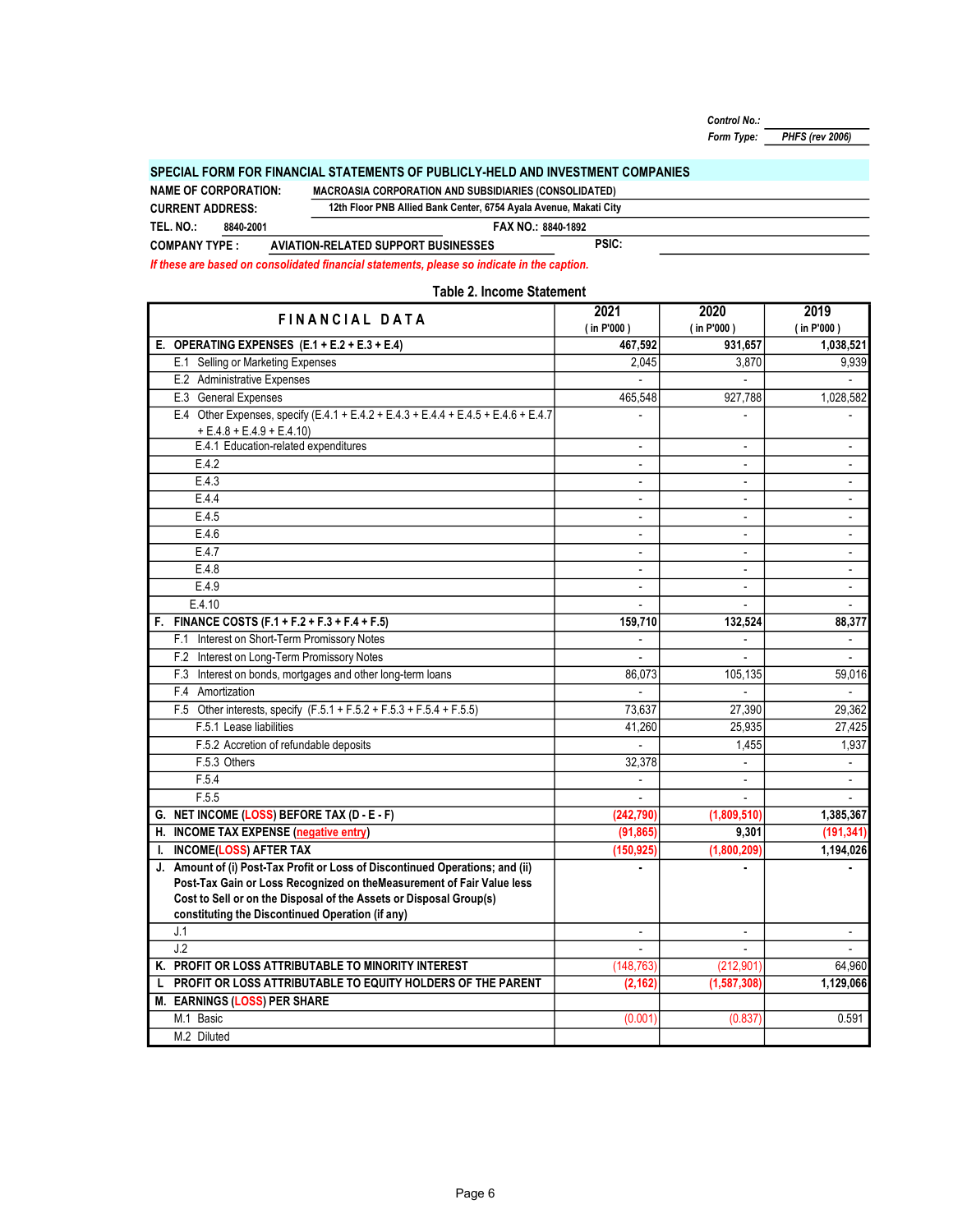Control No.:
Form Type: PHFS (rev 2006)

## SPECIAL FORM FOR FINANCIAL STATEMENTS OF PUBLICLY-HELD AND INVESTMENT COMPANIES

**NAME OF CORPORATION:** MACROASIA CORPORATION AND SUBSIDIARIES (CONSOLIDATED)
**CURRENT ADDRESS:** 12th Floor PNB Allied Bank Center, 6754 Ayala Avenue, Makati City
**TEL. NO.:** 8840-2001 **FAX NO.:** 8840-1892
**COMPANY TYPE :** AVIATION-RELATED SUPPORT BUSINESSES **PSIC:**

*If these are based on consolidated financial statements, please so indicate in the caption.*

### Table 2. Income Statement

| FINANCIAL DATA | 2021 ( in P'000 ) | 2020 ( in P'000 ) | 2019 ( in P'000 ) |
|---|---|---|---|
| **E. OPERATING EXPENSES (E.1 + E.2 + E.3 + E.4)** | **467,592** | **931,657** | **1,038,521** |
| E.1 Selling or Marketing Expenses | 2,045 | 3,870 | 9,939 |
| E.2 Administrative Expenses | - | - | - |
| E.3 General Expenses | 465,548 | 927,788 | 1,028,582 |
| E.4 Other Expenses, specify (E.4.1 + E.4.2 + E.4.3 + E.4.4 + E.4.5 + E.4.6 + E.4.7 + E.4.8 + E.4.9 + E.4.10) | - | - | - |
| E.4.1 Education-related expenditures | - | - | - |
| E.4.2 | - | - | - |
| E.4.3 | - | - | - |
| E.4.4 | - | - | - |
| E.4.5 | - | - | - |
| E.4.6 | - | - | - |
| E.4.7 | - | - | - |
| E.4.8 | - | - | - |
| E.4.9 | - | - | - |
| E.4.10 | - | - | - |
| **F. FINANCE COSTS (F.1 + F.2 + F.3 + F.4 + F.5)** | **159,710** | **132,524** | **88,377** |
| F.1 Interest on Short-Term Promissory Notes | - | - | - |
| F.2 Interest on Long-Term Promissory Notes | - | - | - |
| F.3 Interest on bonds, mortgages and other long-term loans | 86,073 | 105,135 | 59,016 |
| F.4 Amortization | - | - | - |
| F.5 Other interests, specify (F.5.1 + F.5.2 + F.5.3 + F.5.4 + F.5.5) | 73,637 | 27,390 | 29,362 |
| F.5.1 Lease liabilities | 41,260 | 25,935 | 27,425 |
| F.5.2 Accretion of refundable deposits | - | 1,455 | 1,937 |
| F.5.3 Others | 32,378 | - | - |
| F.5.4 | - | - | - |
| F.5.5 | - | - | - |
| **G. NET INCOME (LOSS) BEFORE TAX (D - E - F)** | **(242,790)** | **(1,809,510)** | **1,385,367** |
| **H. INCOME TAX EXPENSE (negative entry)** | **(91,865)** | **9,301** | **(191,341)** |
| **I. INCOME(LOSS) AFTER TAX** | **(150,925)** | **(1,800,209)** | **1,194,026** |
| **J. Amount of (i) Post-Tax Profit or Loss of Discontinued Operations; and (ii) Post-Tax Gain or Loss Recognized on theMeasurement of Fair Value less Cost to Sell or on the Disposal of the Assets or Disposal Group(s) constituting the Discontinued Operation (if any)** | **-** | **-** | **-** |
| J.1 | - | - | - |
| J.2 | - | - | - |
| **K. PROFIT OR LOSS ATTRIBUTABLE TO MINORITY INTEREST** | (148,763) | (212,901) | 64,960 |
| **L PROFIT OR LOSS ATTRIBUTABLE TO EQUITY HOLDERS OF THE PARENT** | **(2,162)** | **(1,587,308)** | **1,129,066** |
| **M. EARNINGS (LOSS) PER SHARE** | | | |
| M.1 Basic | (0.001) | (0.837) | 0.591 |
| M.2 Diluted | | | |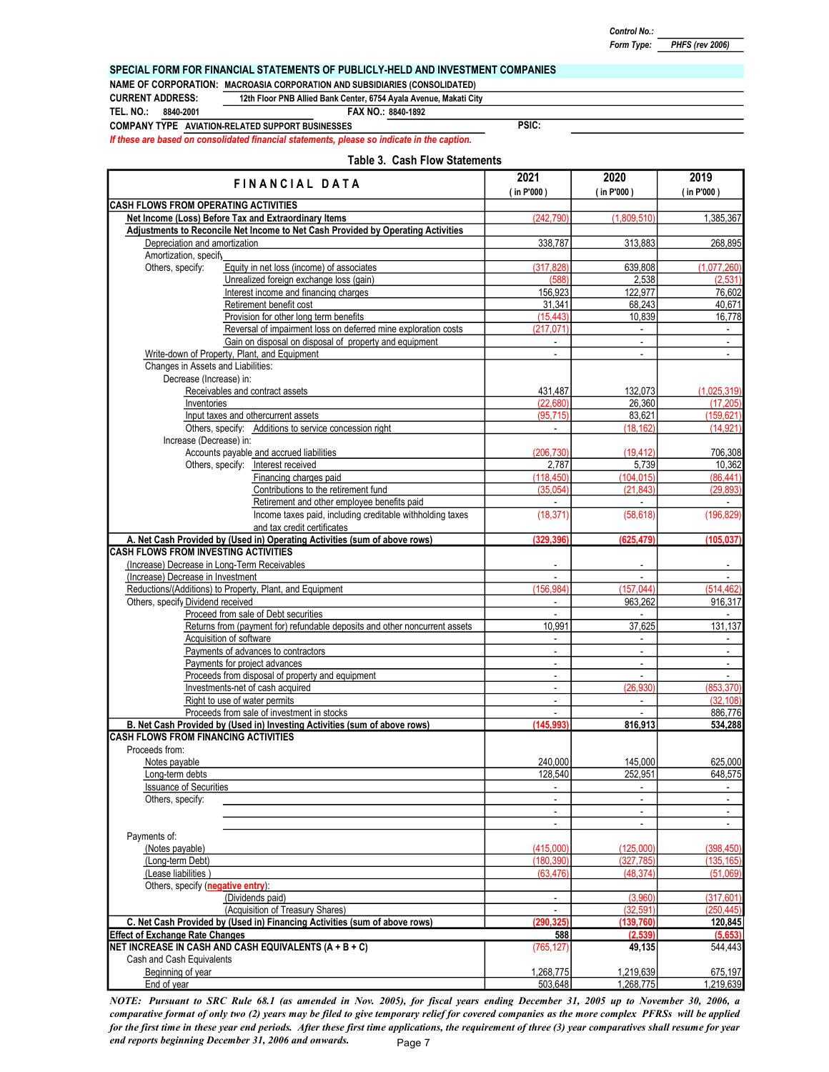Control No.:
Form Type: PHFS (rev 2006)

## SPECIAL FORM FOR FINANCIAL STATEMENTS OF PUBLICLY-HELD AND INVESTMENT COMPANIES

**NAME OF CORPORATION:** MACROASIA CORPORATION AND SUBSIDIARIES (CONSOLIDATED)
**CURRENT ADDRESS:** 12th Floor PNB Allied Bank Center, 6754 Ayala Avenue, Makati City
**TEL. NO.:** 8840-2001 **FAX NO.:** 8840-1892
**COMPANY TYPE** AVIATION-RELATED SUPPORT BUSINESSES **PSIC:**

*If these are based on consolidated financial statements, please so indicate in the caption.*

### Table 3. Cash Flow Statements

| FINANCIAL DATA | 2021 (in P'000) | 2020 (in P'000) | 2019 (in P'000) |
|---|---|---|---|
| **CASH FLOWS FROM OPERATING ACTIVITIES** | | | |
| **Net Income (Loss) Before Tax and Extraordinary Items** | (242,790) | (1,809,510) | 1,385,367 |
| **Adjustments to Reconcile Net Income to Net Cash Provided by Operating Activities** | | | |
| Depreciation and amortization | 338,787 | 313,883 | 268,895 |
| Amortization, specify | | | |
| Others, specify: Equity in net loss (income) of associates | (317,828) | 639,808 | (1,077,260) |
| Unrealized foreign exchange loss (gain) | (588) | 2,538 | (2,531) |
| Interest income and financing charges | 156,923 | 122,977 | 76,602 |
| Retirement benefit cost | 31,341 | 68,243 | 40,671 |
| Provision for other long term benefits | (15,443) | 10,839 | 16,778 |
| Reversal of impairment loss on deferred mine exploration costs | (217,071) | - | - |
| Gain on disposal on disposal of property and equipment | - | - | - |
| Write-down of Property, Plant, and Equipment | - | - | - |
| Changes in Assets and Liabilities: | | | |
| Decrease (Increase) in: | | | |
| Receivables and contract assets | 431,487 | 132,073 | (1,025,319) |
| Inventories | (22,680) | 26,360 | (17,205) |
| Input taxes and othercurrent assets | (95,715) | 83,621 | (159,621) |
| Others, specify: Additions to service concession right | - | (18,162) | (14,921) |
| Increase (Decrease) in: | | | |
| Accounts payable and accrued liabilities | (206,730) | (19,412) | 706,308 |
| Others, specify: Interest received | 2,787 | 5,739 | 10,362 |
| Financing charges paid | (118,450) | (104,015) | (86,441) |
| Contributions to the retirement fund | (35,054) | (21,843) | (29,893) |
| Retirement and other employee benefits paid | - | - | - |
| Income taxes paid, including creditable withholding taxes and tax credit certificates | (18,371) | (58,618) | (196,829) |
| **A. Net Cash Provided by (Used in) Operating Activities (sum of above rows)** | **(329,396)** | **(625,479)** | **(105,037)** |
| **CASH FLOWS FROM INVESTING ACTIVITIES** | | | |
| (Increase) Decrease in Long-Term Receivables | - | - | - |
| (Increase) Decrease in Investment | - | - | - |
| Reductions/(Additions) to Property, Plant, and Equipment | (156,984) | (157,044) | (514,462) |
| Others, specify Dividend received | - | 963,262 | 916,317 |
| Proceed from sale of Debt securities | - | - | - |
| Returns from (payment for) refundable deposits and other noncurrent assets | 10,991 | 37,625 | 131,137 |
| Acquisition of software | - | - | - |
| Payments of advances to contractors | - | - | - |
| Payments for project advances | - | - | - |
| Proceeds from disposal of property and equipment | - | - | - |
| Investments-net of cash acquired | - | (26,930) | (853,370) |
| Right to use of water permits | - | - | (32,108) |
| Proceeds from sale of investment in stocks | - | - | 886,776 |
| **B. Net Cash Provided by (Used in) Investing Activities (sum of above rows)** | **(145,993)** | **816,913** | **534,288** |
| **CASH FLOWS FROM FINANCING ACTIVITIES** | | | |
| Proceeds from: | | | |
| Notes payable | 240,000 | 145,000 | 625,000 |
| Long-term debts | 128,540 | 252,951 | 648,575 |
| Issuance of Securities | - | - | - |
| Others, specify: | - | - | - |
| | - | - | - |
| | - | - | - |
| Payments of: | | | |
| (Notes payable) | (415,000) | (125,000) | (398,450) |
| (Long-term Debt) | (180,390) | (327,785) | (135,165) |
| (Lease liabilities ) | (63,476) | (48,374) | (51,069) |
| Others, specify (**negative entry**): | | | |
| (Dividends paid) | - | (3,960) | (317,601) |
| (Acquisition of Treasury Shares) | - | (32,591) | (250,445) |
| **C. Net Cash Provided by (Used in) Financing Activities (sum of above rows)** | **(290,325)** | **(139,760)** | **120,845** |
| **Effect of Exchange Rate Changes** | **588** | **(2,539)** | **(5,653)** |
| **NET INCREASE IN CASH AND CASH EQUIVALENTS (A + B + C)** | (765,127) | **49,135** | 544,443 |
| Cash and Cash Equivalents | | | |
| Beginning of year | 1,268,775 | 1,219,639 | 675,197 |
| End of year | 503,648 | 1,268,775 | 1,219,639 |

***NOTE: Pursuant to SRC Rule 68.1 (as amended in Nov. 2005), for fiscal years ending December 31, 2005 up to November 30, 2006, a comparative format of only two (2) years may be filed to give temporary relief for covered companies as the more complex PFRSs will be applied for the first time in these year end periods. After these first time applications, the requirement of three (3) year comparatives shall resume for year end reports beginning December 31, 2006 and onwards.***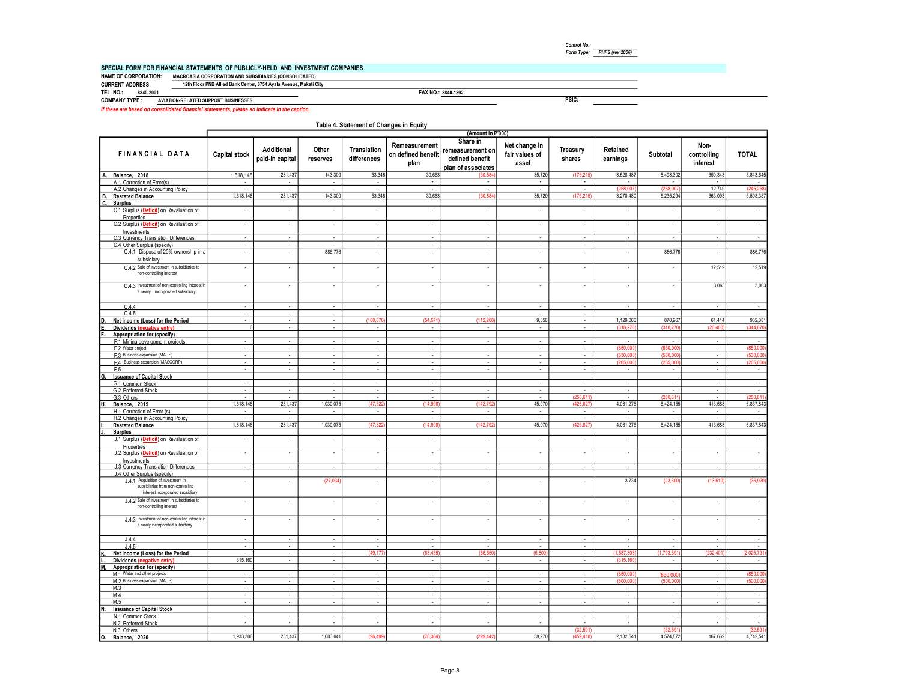Control No.:
Form Type: PHFS (rev 2006)

**SPECIAL FORM FOR FINANCIAL STATEMENTS OF PUBLICLY-HELD AND INVESTMENT COMPANIES**

**NAME OF CORPORATION:** MACROASIA CORPORATION AND SUBSIDIARIES (CONSOLIDATED)
**CURRENT ADDRESS:** 12th Floor PNB Allied Bank Center, 6754 Ayala Avenue, Makati City
**TEL. NO.:** 8840-2001 **FAX NO.:** 8840-1892
**COMPANY TYPE :** AVIATION-RELATED SUPPORT BUSINESSES **PSIC:**

*If these are based on consolidated financial statements, please so indicate in the caption.*

## Table 4. Statement of Changes in Equity

(Amount in P'000)

| FINANCIAL DATA | Capital stock | Additional paid-in capital | Other reserves | Translation differences | Remeasurement on defined benefit plan | Share in remeasurement on defined benefit plan of associates | Net change in fair values of asset | Treasury shares | Retained earnings | Subtotal | Non-controlling interest | TOTAL |
|---|---|---|---|---|---|---|---|---|---|---|---|---|
| A. Balance, 2018 | 1,618,146 | 281,437 | 143,300 | 53,348 | 39,663 | (30,584) | 35,720 | (176,215) | 3,528,487 | 5,493,302 | 350,343 | 5,843,645 |
| A.1 Correction of Error(s) | - | - | - | - | - | - | - | - | - | - | - | - |
| A.2 Changes in Accounting Policy | - | - | - | - | - | - | - | - | (258,007) | (258,007) | 12,749 | (245,258) |
| B. Restated Balance | 1,618,146 | 281,437 | 143,300 | 53,348 | 39,663 | (30,584) | 35,720 | (176,215) | 3,270,480 | 5,235,294 | 363,093 | 5,598,387 |
| C. Surplus | | | | | | | | | | | | |
| C.1 Surplus (Deficit) on Revaluation of Properties | - | - | - | - | - | - | - | - | - | - | - | - |
| C.2 Surplus (Deficit) on Revaluation of Investments | - | - | - | - | - | - | - | - | - | - | - | - |
| C.3 Currency Translation Differences | - | - | - | - | - | - | - | - | - | - | - | - |
| C.4 Other Surplus (specify) | - | - | - | - | - | - | - | - | - | - | - | - |
| C.4.1 Disposalof 20% ownership in a subsidiary | - | - | 886,776 | - | - | - | - | - | - | 886,776 | - | 886,776 |
| C.4.2 Sale of investment in subsidiaries to non-controlling interest | - | - | - | - | - | - | - | - | - | - | 12,519 | 12,519 |
| C.4.3 Investment of non-controlling interest in a newly incorporated subsidiary | - | - | - | - | - | - | - | - | - | - | 3,063 | 3,063 |
| C.4.4 | - | - | - | - | - | - | - | - | - | - | - | - |
| C.4.5 | - | - | - | - | - | - | - | - | - | - | - | - |
| D. Net Income (Loss) for the Period | - | - | - | (100,670) | (54,571) | (112,208) | 9,350 | - | 1,129,066 | 870,967 | 61,414 | 932,381 |
| E. Dividends (negative entry) | 0 | - | - | - | - | - | - | - | (318,270) | (318,270) | (26,400) | (344,670) |
| F. Appropriation for (specify) | | | | | | | | | | | | |
| F.1 Mining development projects | - | - | - | - | - | - | - | - | - | - | - | - |
| F.2 Water project | - | - | - | - | - | - | - | - | (850,000) | (850,000) | - | (850,000) |
| F.3 Business expansion (MACS) | - | - | - | - | - | - | - | - | (530,000) | (530,000) | - | (530,000) |
| F.4 Business expansion (MASCORP) | - | - | - | - | - | - | - | - | (265,000) | (265,000) | - | (265,000) |
| F.5 | - | - | - | - | - | - | - | - | - | - | - | - |
| G. Issuance of Capital Stock | | | | | | | | | | | | |
| G.1 Common Stock | - | - | - | - | - | - | - | - | - | - | - | - |
| G.2 Preferred Stock | - | - | - | - | - | - | - | - | - | - | - | - |
| G.3 Others | - | - | - | - | - | - | - | (250,611) | - | (250,611) | - | (250,611) |
| H. Balance, 2019 | 1,618,146 | 281,437 | 1,030,075 | (47,322) | (14,908) | (142,792) | 45,070 | (426,827) | 4,081,276 | 6,424,155 | 413,688 | 6,837,843 |
| H.1 Correction of Error (s) | - | - | - | - | - | - | - | - | - | - | - | - |
| H.2 Changes in Accounting Policy | - | - | - | - | - | - | - | - | - | - | - | - |
| I. Restated Balance | 1,618,146 | 281,437 | 1,030,075 | (47,322) | (14,908) | (142,792) | 45,070 | (426,827) | 4,081,276 | 6,424,155 | 413,688 | 6,837,843 |
| J. Surplus | | | | | | | | | | | | |
| J.1 Surplus (Deficit) on Revaluation of Properties | - | - | - | - | - | - | - | - | - | - | - | - |
| J.2 Surplus (Deficit) on Revaluation of Investments | - | - | - | - | - | - | - | - | - | - | - | - |
| J.3 Currency Translation Differences | - | - | - | - | - | - | - | - | - | - | - | - |
| J.4 Other Surplus (specify) | | | | | | | | | | | | |
| J.4.1 Acquisition of investment in subsidiaries from non-controlling interest incorporated subsidiary | - | - | (27,034) | - | - | - | - | - | 3,734 | (23,300) | (13,619) | (36,920) |
| J.4.2 Sale of investment in subsidiaries to non-controlling interest | - | - | - | - | - | - | - | - | - | - | - | - |
| J.4.3 Investment of non-controlling interest in a newly incorporated subsidiary | - | - | - | - | - | - | - | - | - | - | - | - |
| J.4.4 | - | - | - | - | - | - | - | - | - | - | - | - |
| J.4.5 | - | - | - | - | - | - | - | - | - | - | - | - |
| K. Net Income (Loss) for the Period | - | - | - | (49,177) | (63,455) | (86,650) | (6,800) | - | (1,587,308) | (1,793,391) | (232,401) | (2,025,791) |
| L. Dividends (negative entry) | 315,160 | - | - | - | - | - | - | - | (315,160) | - | - | - |
| M. Appropriation for (specify) | | | | | | | | | | | | |
| M.1 Water and other projects | - | - | - | - | - | - | - | - | (850,000) | (850,000) | - | (850,000) |
| M.2 Business expansion (MACS) | - | - | - | - | - | - | - | - | (500,000) | (500,000) | - | (500,000) |
| M.3 | - | - | - | - | - | - | - | - | - | - | - | - |
| M.4 | - | - | - | - | - | - | - | - | - | - | - | - |
| M.5 | - | - | - | - | - | - | - | - | - | - | - | - |
| N. Issuance of Capital Stock | | | | | | | | | | | | |
| N.1 Common Stock | - | - | - | - | - | - | - | - | - | - | - | - |
| N.2 Preferred Stock | - | - | - | - | - | - | - | - | - | - | - | - |
| N.3 Others | - | - | - | - | - | - | - | (32,591) | - | (32,591) | - | (32,591) |
| O. Balance, 2020 | 1,933,306 | 281,437 | 1,003,041 | (96,499) | (78,364) | (229,442) | 38,270 | (459,418) | 2,182,541 | 4,574,872 | 167,669 | 4,742,541 |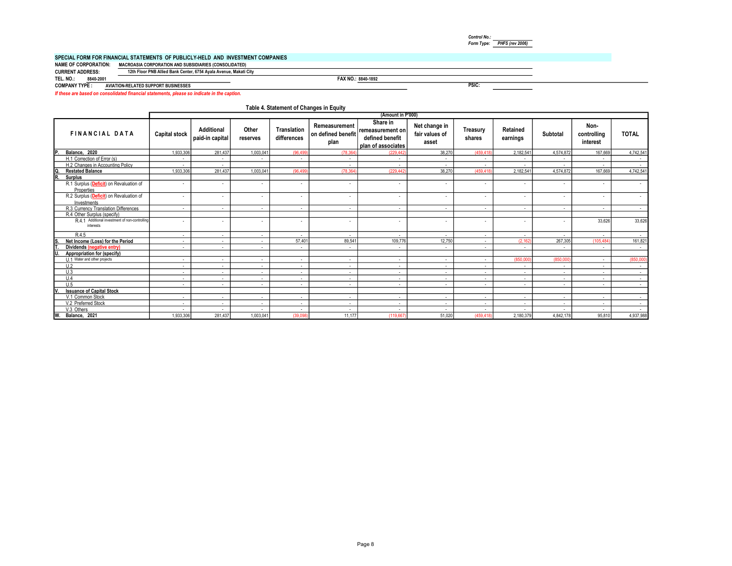Control No.:
Form Type: PHFS (rev 2006)

**SPECIAL FORM FOR FINANCIAL STATEMENTS OF PUBLICLY-HELD AND INVESTMENT COMPANIES**

**NAME OF CORPORATION:** MACROASIA CORPORATION AND SUBSIDIARIES (CONSOLIDATED)

**CURRENT ADDRESS:** 12th Floor PNB Allied Bank Center, 6754 Ayala Avenue, Makati City

**TEL. NO.:** 8840-2001 **FAX NO.:** 8840-1892

**COMPANY TYPE :** AVIATION-RELATED SUPPORT BUSINESSES **PSIC:**

*If these are based on consolidated financial statements, please so indicate in the caption.*

## Table 4. Statement of Changes in Equity

(Amount in P'000)

| FINANCIAL DATA | Capital stock | Additional paid-in capital | Other reserves | Translation differences | Remeasurement on defined benefit plan | Share in remeasurement on defined benefit plan of associates | Net change in fair values of asset | Treasury shares | Retained earnings | Subtotal | Non-controlling interest | TOTAL |
|---|---|---|---|---|---|---|---|---|---|---|---|---|
| **P. Balance, 2020** | 1,933,306 | 281,437 | 1,003,041 | (96,499) | (78,364) | (229,442) | 38,270 | (459,418) | 2,182,541 | 4,574,872 | 167,669 | 4,742,541 |
| H.1 Correction of Error (s) | - | - | - | - | - | - | - | - | - | - | - | - |
| H.2 Changes in Accounting Policy | - | - | - | - | - | - | - | - | - | - | - | - |
| **Q. Restated Balance** | 1,933,306 | 281,437 | 1,003,041 | (96,499) | (78,364) | (229,442) | 38,270 | (459,418) | 2,182,541 | 4,574,872 | 167,669 | 4,742,541 |
| **R. Surplus** | | | | | | | | | | | | |
| R.1 Surplus (Deficit) on Revaluation of Properties | - | - | - | - | - | - | - | - | - | - | - | - |
| R.2 Surplus (Deficit) on Revaluation of Investments | - | - | - | - | - | - | - | - | - | - | - | - |
| R.3 Currency Translation Differences | - | - | - | - | - | - | - | - | - | - | - | - |
| R.4 Other Surplus (specify) | | | | | | | | | | | | |
| R.4.1 Additional investment of non-controlling interests | - | - | - | - | - | - | - | - | - | - | 33,626 | 33,626 |
| R.4.5 | - | - | - | - | - | - | - | - | - | - | - | - |
| **S. Net Income (Loss) for the Period** | - | - | - | 57,401 | 89,541 | 109,776 | 12,750 | - | (2,162) | 267,305 | (105,484) | 161,821 |
| **T. Dividends (negative entry)** | - | - | - | - | - | - | - | - | - | - | - | - |
| **U. Appropriation for (specify)** | | | | | | | | | | | | |
| U.1 Water and other projects | - | - | - | - | - | - | - | - | (850,000) | (850,000) | - | (850,000) |
| U.2 | - | - | - | - | - | - | - | - | - | - | - | - |
| U.3 | - | - | - | - | - | - | - | - | - | - | - | - |
| U.4 | - | - | - | - | - | - | - | - | - | - | - | - |
| U.5 | - | - | - | - | - | - | - | - | - | - | - | - |
| **V. Issuance of Capital Stock** | | | | | | | | | | | | |
| V.1 Common Stock | - | - | - | - | - | - | - | - | - | - | - | - |
| V.2 Preferred Stock | - | - | - | - | - | - | - | - | - | - | - | - |
| V.3 Others | - | - | - | - | - | - | - | - | - | - | - | - |
| **W. Balance, 2021** | 1,933,306 | 281,437 | 1,003,041 | (39,098) | 11,177 | (119,667) | 51,020 | (459,418) | 2,180,379 | 4,842,178 | 95,810 | 4,937,988 |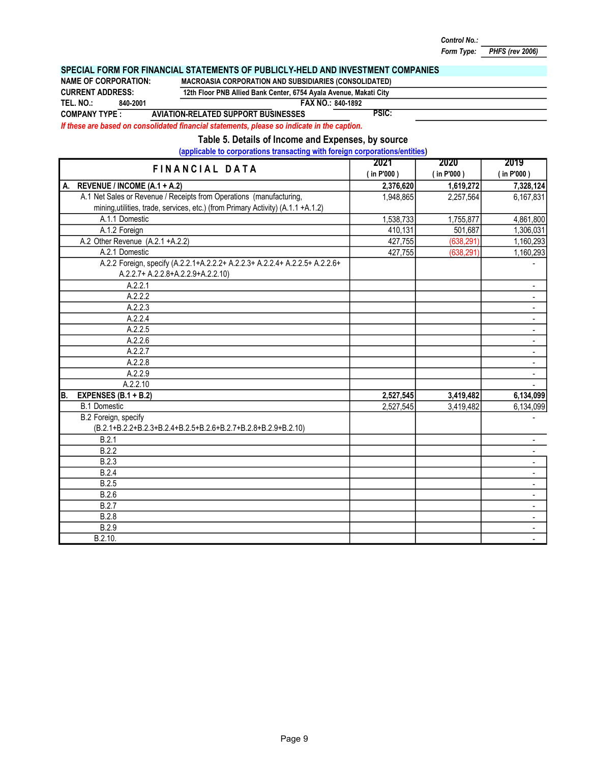Control No.:
Form Type: PHFS (rev 2006)

## SPECIAL FORM FOR FINANCIAL STATEMENTS OF PUBLICLY-HELD AND INVESTMENT COMPANIES

**NAME OF CORPORATION:** MACROASIA CORPORATION AND SUBSIDIARIES (CONSOLIDATED)
**CURRENT ADDRESS:** 12th Floor PNB Allied Bank Center, 6754 Ayala Avenue, Makati City
**TEL. NO.:** 840-2001 **FAX NO.:** 840-1892
**COMPANY TYPE :** AVIATION-RELATED SUPPORT BUSINESSES **PSIC:**

*If these are based on consolidated financial statements, please so indicate in the caption.*

### Table 5. Details of Income and Expenses, by source

(applicable to corporations transacting with foreign corporations/entities)

| FINANCIAL DATA | 2021 ( in P'000 ) | 2020 ( in P'000 ) | 2019 ( in P'000 ) |
|---|---|---|---|
| **A. REVENUE / INCOME (A.1 + A.2)** | **2,376,620** | **1,619,272** | **7,328,124** |
| A.1 Net Sales or Revenue / Receipts from Operations (manufacturing, mining,utilities, trade, services, etc.) (from Primary Activity) (A.1.1 +A.1.2) | 1,948,865 | 2,257,564 | 6,167,831 |
| A.1.1 Domestic | 1,538,733 | 1,755,877 | 4,861,800 |
| A.1.2 Foreign | 410,131 | 501,687 | 1,306,031 |
| A.2 Other Revenue (A.2.1 +A.2.2) | 427,755 | (638,291) | 1,160,293 |
| A.2.1 Domestic | 427,755 | (638,291) | 1,160,293 |
| A.2.2 Foreign, specify (A.2.2.1+A.2.2.2+ A.2.2.3+ A.2.2.4+ A.2.2.5+ A.2.2.6+ A.2.2.7+ A.2.2.8+A.2.2.9+A.2.2.10) | | | - |
| A.2.2.1 | | | - |
| A.2.2.2 | | | - |
| A.2.2.3 | | | - |
| A.2.2.4 | | | - |
| A.2.2.5 | | | - |
| A.2.2.6 | | | - |
| A.2.2.7 | | | - |
| A.2.2.8 | | | - |
| A.2.2.9 | | | - |
| A.2.2.10 | | | - |
| **B. EXPENSES (B.1 + B.2)** | **2,527,545** | **3,419,482** | **6,134,099** |
| B.1 Domestic | 2,527,545 | 3,419,482 | 6,134,099 |
| B.2 Foreign, specify (B.2.1+B.2.2+B.2.3+B.2.4+B.2.5+B.2.6+B.2.7+B.2.8+B.2.9+B.2.10) | | | - |
| B.2.1 | | | - |
| B.2.2 | | | - |
| B.2.3 | | | - |
| B.2.4 | | | - |
| B.2.5 | | | - |
| B.2.6 | | | - |
| B.2.7 | | | - |
| B.2.8 | | | - |
| B.2.9 | | | - |
| B.2.10. | | | - |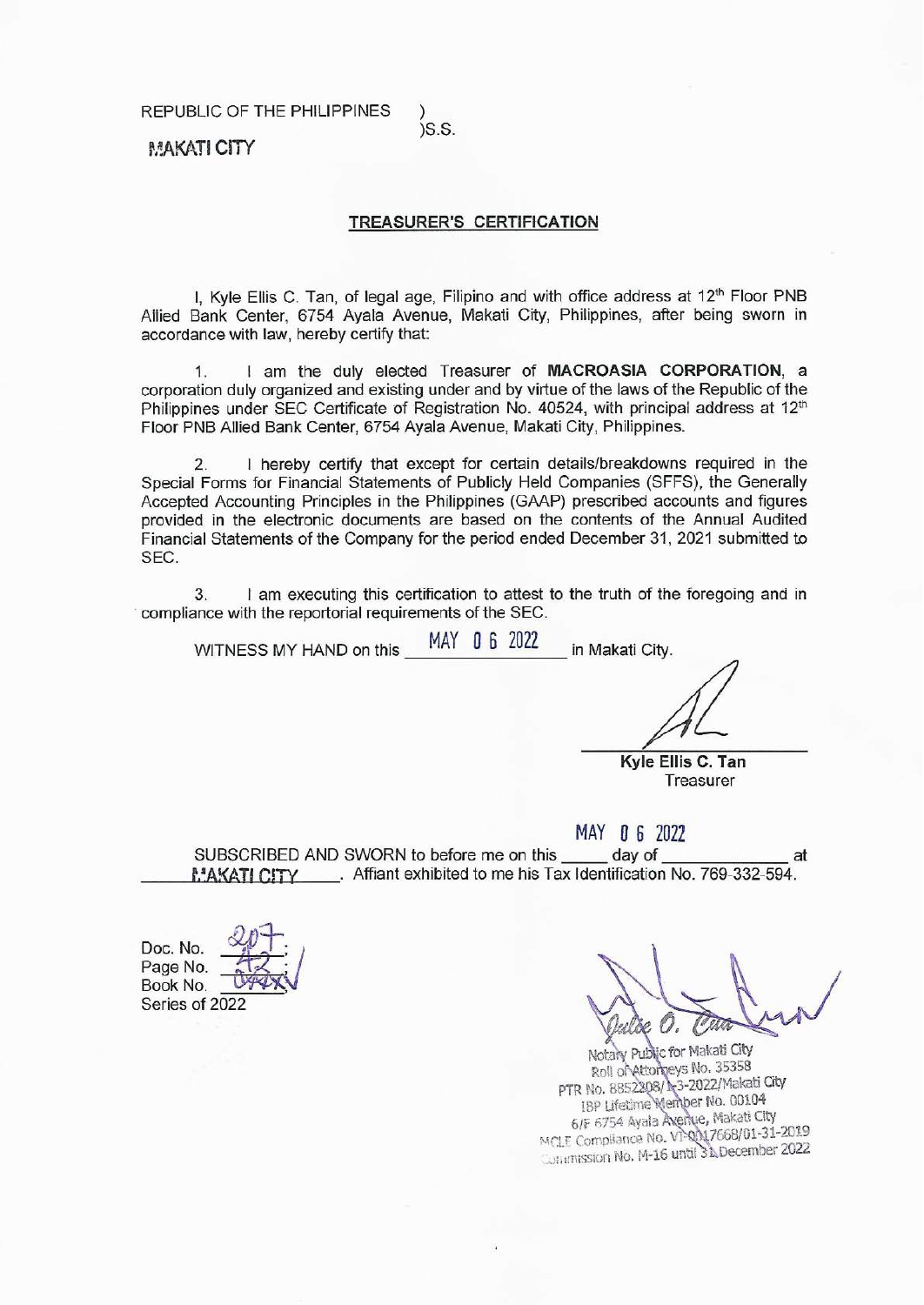REPUBLIC OF THE PHILIPPINES )
)S.S.
MAKATI CITY

## TREASURER'S CERTIFICATION

I, Kyle Ellis C. Tan, of legal age, Filipino and with office address at 12th Floor PNB Allied Bank Center, 6754 Ayala Avenue, Makati City, Philippines, after being sworn in accordance with law, hereby certify that:

1. I am the duly elected Treasurer of **MACROASIA CORPORATION**, a corporation duly organized and existing under and by virtue of the laws of the Republic of the Philippines under SEC Certificate of Registration No. 40524, with principal address at 12th Floor PNB Allied Bank Center, 6754 Ayala Avenue, Makati City, Philippines.

2. I hereby certify that except for certain details/breakdowns required in the Special Forms for Financial Statements of Publicly Held Companies (SFFS), the Generally Accepted Accounting Principles in the Philippines (GAAP) prescribed accounts and figures provided in the electronic documents are based on the contents of the Annual Audited Financial Statements of the Company for the period ended December 31, 2021 submitted to SEC.

3. I am executing this certification to attest to the truth of the foregoing and in compliance with the reportorial requirements of the SEC.

WITNESS MY HAND on this MAY 06 2022 in Makati City.

**Kyle Ellis C. Tan**
Treasurer

SUBSCRIBED AND SWORN to before me on this MAY 06 2022 day of ____________ at MAKATI CITY. Affiant exhibited to me his Tax Identification No. 769-332-594.

Doc. No. 207;
Page No. 42;
Book No. ___;
Series of 2022

Julie O. Cua
Notary Public for Makati City
Roll of Attorneys No. 35358
PTR No. 8852208/1-3-2022/Makati City
IBP Lifetime Member No. 00104
6/F 6754 Ayala Avenue, Makati City
MCLE Compliance No. VI-0017668/01-31-2019
Commission No. M-16 until 31 December 2022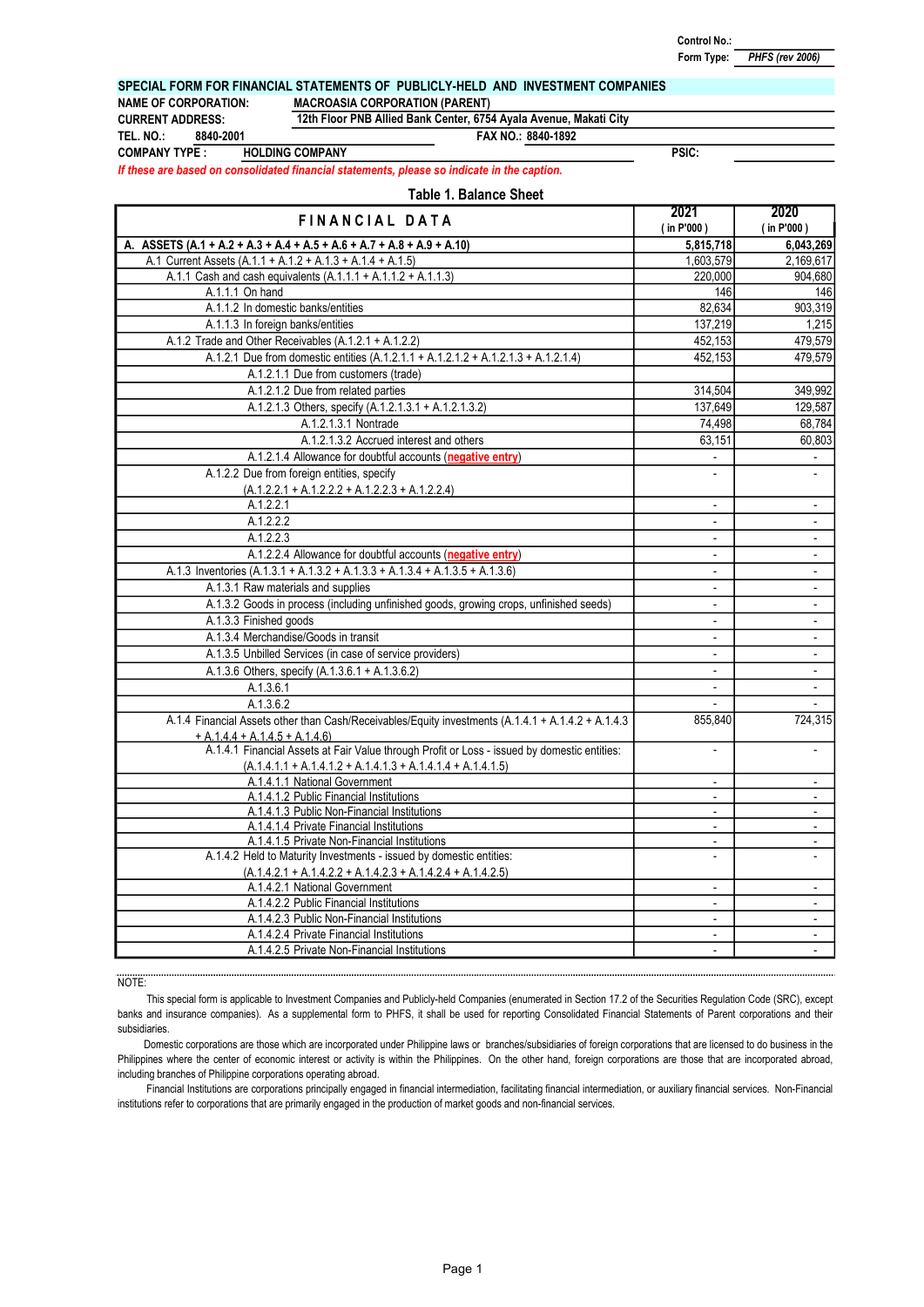Control No.:
Form Type: *PHFS (rev 2006)*

**SPECIAL FORM FOR FINANCIAL STATEMENTS OF PUBLICLY-HELD AND INVESTMENT COMPANIES**

**NAME OF CORPORATION:** MACROASIA CORPORATION (PARENT)
**CURRENT ADDRESS:** 12th Floor PNB Allied Bank Center, 6754 Ayala Avenue, Makati City
**TEL. NO.:** 8840-2001 **FAX NO.:** 8840-1892
**COMPANY TYPE :** HOLDING COMPANY **PSIC:**

*If these are based on consolidated financial statements, please so indicate in the caption.*

**Table 1. Balance Sheet**

| FINANCIAL DATA | 2021 (in P'000) | 2020 (in P'000) |
|---|---|---|
| **A. ASSETS (A.1 + A.2 + A.3 + A.4 + A.5 + A.6 + A.7 + A.8 + A.9 + A.10)** | **5,815,718** | **6,043,269** |
| A.1 Current Assets (A.1.1 + A.1.2 + A.1.3 + A.1.4 + A.1.5) | 1,603,579 | 2,169,617 |
| A.1.1 Cash and cash equivalents (A.1.1.1 + A.1.1.2 + A.1.1.3) | 220,000 | 904,680 |
| A.1.1.1 On hand | 146 | 146 |
| A.1.1.2 In domestic banks/entities | 82,634 | 903,319 |
| A.1.1.3 In foreign banks/entities | 137,219 | 1,215 |
| A.1.2 Trade and Other Receivables (A.1.2.1 + A.1.2.2) | 452,153 | 479,579 |
| A.1.2.1 Due from domestic entities (A.1.2.1.1 + A.1.2.1.2 + A.1.2.1.3 + A.1.2.1.4) | 452,153 | 479,579 |
| A.1.2.1.1 Due from customers (trade) | | |
| A.1.2.1.2 Due from related parties | 314,504 | 349,992 |
| A.1.2.1.3 Others, specify (A.1.2.1.3.1 + A.1.2.1.3.2) | 137,649 | 129,587 |
| A.1.2.1.3.1 Nontrade | 74,498 | 68,784 |
| A.1.2.1.3.2 Accrued interest and others | 63,151 | 60,803 |
| A.1.2.1.4 Allowance for doubtful accounts (negative entry) | - | - |
| A.1.2.2 Due from foreign entities, specify (A.1.2.2.1 + A.1.2.2.2 + A.1.2.2.3 + A.1.2.2.4) | - | - |
| A.1.2.2.1 | - | - |
| A.1.2.2.2 | - | - |
| A.1.2.2.3 | - | - |
| A.1.2.2.4 Allowance for doubtful accounts (negative entry) | - | - |
| A.1.3 Inventories (A.1.3.1 + A.1.3.2 + A.1.3.3 + A.1.3.4 + A.1.3.5 + A.1.3.6) | - | - |
| A.1.3.1 Raw materials and supplies | - | - |
| A.1.3.2 Goods in process (including unfinished goods, growing crops, unfinished seeds) | - | - |
| A.1.3.3 Finished goods | - | - |
| A.1.3.4 Merchandise/Goods in transit | - | - |
| A.1.3.5 Unbilled Services (in case of service providers) | - | - |
| A.1.3.6 Others, specify (A.1.3.6.1 + A.1.3.6.2) | - | - |
| A.1.3.6.1 | - | - |
| A.1.3.6.2 | - | - |
| A.1.4 Financial Assets other than Cash/Receivables/Equity investments (A.1.4.1 + A.1.4.2 + A.1.4.3 + A.1.4.4 + A.1.4.5 + A.1.4.6) | 855,840 | 724,315 |
| A.1.4.1 Financial Assets at Fair Value through Profit or Loss - issued by domestic entities: (A.1.4.1.1 + A.1.4.1.2 + A.1.4.1.3 + A.1.4.1.4 + A.1.4.1.5) | - | - |
| A.1.4.1.1 National Government | - | - |
| A.1.4.1.2 Public Financial Institutions | - | - |
| A.1.4.1.3 Public Non-Financial Institutions | - | - |
| A.1.4.1.4 Private Financial Institutions | - | - |
| A.1.4.1.5 Private Non-Financial Institutions | - | - |
| A.1.4.2 Held to Maturity Investments - issued by domestic entities: (A.1.4.2.1 + A.1.4.2.2 + A.1.4.2.3 + A.1.4.2.4 + A.1.4.2.5) | - | - |
| A.1.4.2.1 National Government | - | - |
| A.1.4.2.2 Public Financial Institutions | - | - |
| A.1.4.2.3 Public Non-Financial Institutions | - | - |
| A.1.4.2.4 Private Financial Institutions | - | - |
| A.1.4.2.5 Private Non-Financial Institutions | - | - |

NOTE:

This special form is applicable to Investment Companies and Publicly-held Companies (enumerated in Section 17.2 of the Securities Regulation Code (SRC), except banks and insurance companies). As a supplemental form to PHFS, it shall be used for reporting Consolidated Financial Statements of Parent corporations and their subsidiaries.

Domestic corporations are those which are incorporated under Philippine laws or branches/subsidiaries of foreign corporations that are licensed to do business in the Philippines where the center of economic interest or activity is within the Philippines. On the other hand, foreign corporations are those that are incorporated abroad, including branches of Philippine corporations operating abroad.

Financial Institutions are corporations principally engaged in financial intermediation, facilitating financial intermediation, or auxiliary financial services. Non-Financial institutions refer to corporations that are primarily engaged in the production of market goods and non-financial services.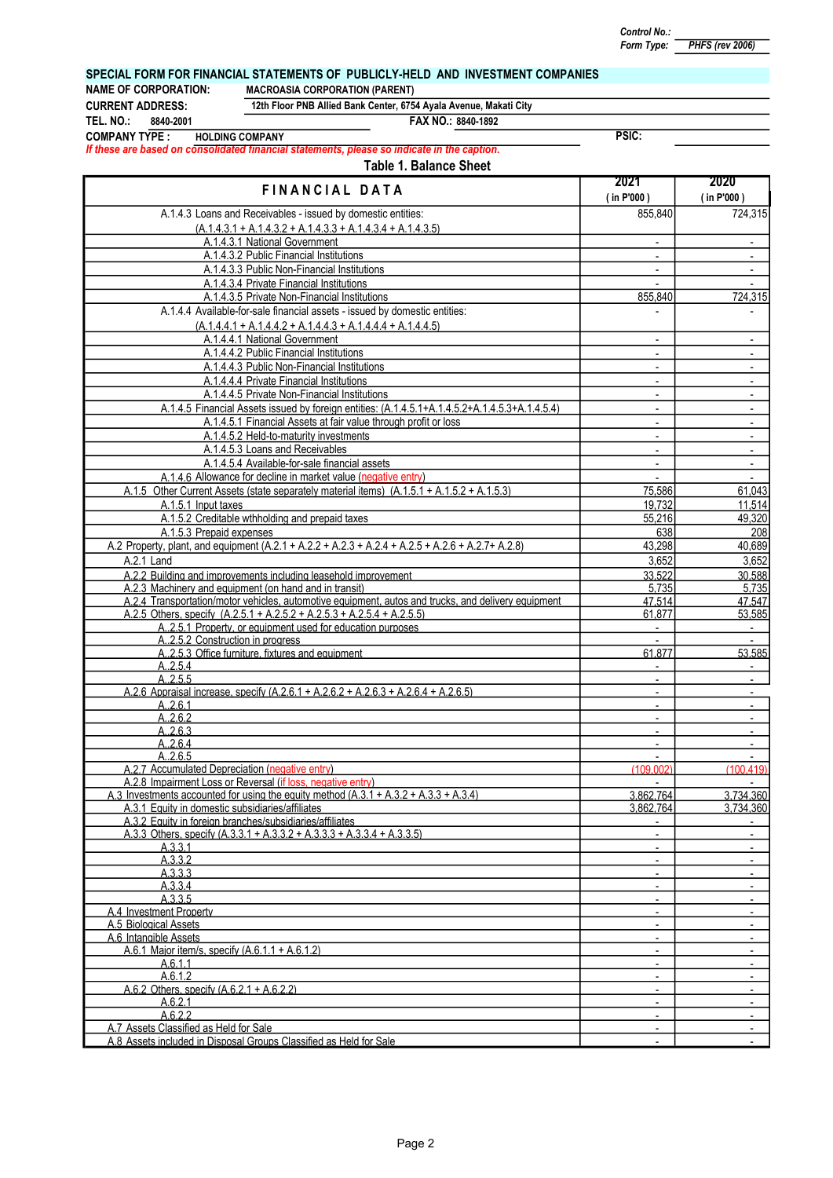Control No.:
Form Type: PHFS (rev 2006)

## SPECIAL FORM FOR FINANCIAL STATEMENTS OF PUBLICLY-HELD AND INVESTMENT COMPANIES

**NAME OF CORPORATION:** MACROASIA CORPORATION (PARENT)
**CURRENT ADDRESS:** 12th Floor PNB Allied Bank Center, 6754 Ayala Avenue, Makati City
**TEL. NO.:** 8840-2001 **FAX NO.:** 8840-1892
**COMPANY TYPE :** HOLDING COMPANY **PSIC:**

*If these are based on consolidated financial statements, please so indicate in the caption.*

### Table 1. Balance Sheet

| FINANCIAL DATA | 2021 ( in P'000 ) | 2020 ( in P'000 ) |
|---|---|---|
| A.1.4.3 Loans and Receivables - issued by domestic entities: (A.1.4.3.1 + A.1.4.3.2 + A.1.4.3.3 + A.1.4.3.4 + A.1.4.3.5) | 855,840 | 724,315 |
| A.1.4.3.1 National Government | - | - |
| A.1.4.3.2 Public Financial Institutions | - | - |
| A.1.4.3.3 Public Non-Financial Institutions | - | - |
| A.1.4.3.4 Private Financial Institutions | - | - |
| A.1.4.3.5 Private Non-Financial Institutions | 855,840 | 724,315 |
| A.1.4.4 Available-for-sale financial assets - issued by domestic entities: (A.1.4.4.1 + A.1.4.4.2 + A.1.4.4.3 + A.1.4.4.4 + A.1.4.4.5) | - | - |
| A.1.4.4.1 National Government | - | - |
| A.1.4.4.2 Public Financial Institutions | - | - |
| A.1.4.4.3 Public Non-Financial Institutions | - | - |
| A.1.4.4.4 Private Financial Institutions | - | - |
| A.1.4.4.5 Private Non-Financial Institutions | - | - |
| A.1.4.5 Financial Assets issued by foreign entities: (A.1.4.5.1+A.1.4.5.2+A.1.4.5.3+A.1.4.5.4) | - | - |
| A.1.4.5.1 Financial Assets at fair value through profit or loss | - | - |
| A.1.4.5.2 Held-to-maturity investments | - | - |
| A.1.4.5.3 Loans and Receivables | - | - |
| A.1.4.5.4 Available-for-sale financial assets | - | - |
| A.1.4.6 Allowance for decline in market value (negative entry) | - | - |
| A.1.5 Other Current Assets (state separately material items) (A.1.5.1 + A.1.5.2 + A.1.5.3) | 75,586 | 61,043 |
| A.1.5.1 Input taxes | 19,732 | 11,514 |
| A.1.5.2 Creditable wthholding and prepaid taxes | 55,216 | 49,320 |
| A.1.5.3 Prepaid expenses | 638 | 208 |
| A.2 Property, plant, and equipment (A.2.1 + A.2.2 + A.2.3 + A.2.4 + A.2.5 + A.2.6 + A.2.7+ A.2.8) | 43,298 | 40,689 |
| A.2.1 Land | 3,652 | 3,652 |
| A.2.2 Building and improvements including leasehold improvement | 33,522 | 30,588 |
| A.2.3 Machinery and equipment (on hand and in transit) | 5,735 | 5,735 |
| A.2.4 Transportation/motor vehicles, automotive equipment, autos and trucks, and delivery equipment | 47,514 | 47,547 |
| A.2.5 Others, specify (A.2.5.1 + A.2.5.2 + A.2.5.3 + A.2.5.4 + A.2.5.5) | 61,877 | 53,585 |
| A..2.5.1 Property, or equipment used for education purposes | - | - |
| A..2.5.2 Construction in progress | - | - |
| A..2.5.3 Office furniture, fixtures and equipment | 61,877 | 53,585 |
| A..2.5.4 | - | - |
| A..2.5.5 | - | - |
| A.2.6 Appraisal increase, specify (A.2.6.1 + A.2.6.2 + A.2.6.3 + A.2.6.4 + A.2.6.5) | - | - |
| A..2.6.1 | - | - |
| A..2.6.2 | - | - |
| A..2.6.3 | - | - |
| A..2.6.4 | - | - |
| A..2.6.5 | - | - |
| A.2.7 Accumulated Depreciation (negative entry) | (109,002) | (100,419) |
| A.2.8 Impairment Loss or Reversal (if loss, negative entry) | - | - |
| A.3 Investments accounted for using the equity method (A.3.1 + A.3.2 + A.3.3 + A.3.4) | 3,862,764 | 3,734,360 |
| A.3.1 Equity in domestic subsidiaries/affiliates | 3,862,764 | 3,734,360 |
| A.3.2 Equity in foreign branches/subsidiaries/affiliates | - | - |
| A.3.3 Others, specify (A.3.3.1 + A.3.3.2 + A.3.3.3 + A.3.3.4 + A.3.3.5) | - | - |
| A.3.3.1 | - | - |
| A.3.3.2 | - | - |
| A.3.3.3 | - | - |
| A.3.3.4 | - | - |
| A.3.3.5 | - | - |
| A.4 Investment Property | - | - |
| A.5 Biological Assets | - | - |
| A.6 Intangible Assets | - | - |
| A.6.1 Major item/s, specify (A.6.1.1 + A.6.1.2) | - | - |
| A.6.1.1 | - | - |
| A.6.1.2 | - | - |
| A.6.2 Others, specify (A.6.2.1 + A.6.2.2) | - | - |
| A.6.2.1 | - | - |
| A.6.2.2 | - | - |
| A.7 Assets Classified as Held for Sale | - | - |
| A.8 Assets included in Disposal Groups Classified as Held for Sale | - | - |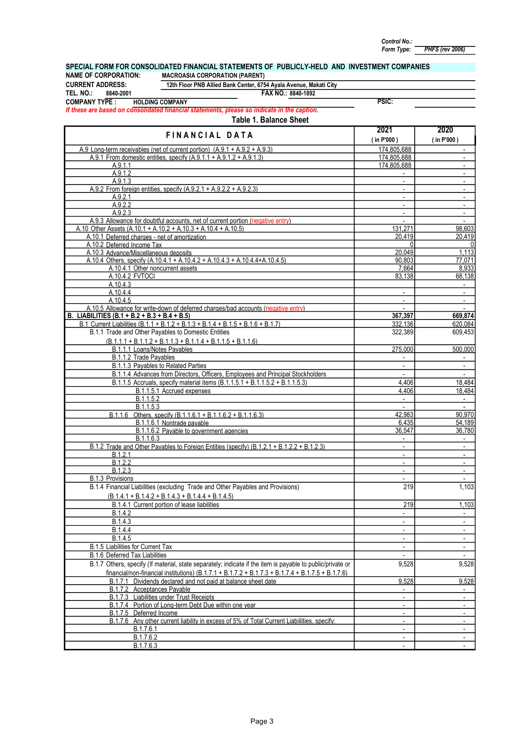Control No.:
Form Type: PHFS (rev 2006)

## SPECIAL FORM FOR CONSOLIDATED FINANCIAL STATEMENTS OF PUBLICLY-HELD AND INVESTMENT COMPANIES

**NAME OF CORPORATION:** MACROASIA CORPORATION (PARENT)
**CURRENT ADDRESS:** 12th Floor PNB Allied Bank Center, 6754 Ayala Avenue, Makati City
**TEL. NO.:** 8840-2001 **FAX NO.:** 8840-1892
**COMPANY TYPE :** HOLDING COMPANY **PSIC:**

*If these are based on consolidated financial statements, please so indicate in the caption.*

### Table 1. Balance Sheet

| FINANCIAL DATA | 2021 (in P'000) | 2020 (in P'000) |
|---|---|---|
| A.9 Long-term receivables (net of current portion) (A.9.1 + A.9.2 + A.9.3) | 174,805,688 | - |
| A.9.1 From domestic entities, specify (A.9.1.1 + A.9.1.2 + A.9.1.3) | 174,805,688 | - |
| A.9.1.1 | 174,805,688 | - |
| A.9.1.2 | - | - |
| A.9.1.3 | - | - |
| A.9.2 From foreign entities, specify (A.9.2.1 + A.9.2.2 + A.9.2.3) | - | - |
| A.9.2.1 | - | - |
| A.9.2.2 | - | - |
| A.9.2.3 | - | - |
| A.9.3 Allowance for doubtful accounts, net of current portion (negative entry) | - | - |
| A.10 Other Assets (A.10.1 + A.10.2 + A.10.3 + A.10.4 + A.10.5) | 131,271 | 98,603 |
| A.10.1 Deferred charges - net of amortization | 20,419 | 20,419 |
| A.10.2 Deferred Income Tax | 0 | 0 |
| A.10.3 Advance/Miscellaneous deposits | 20,049 | 1,113 |
| A.10.4 Others, specify (A.10.4.1 + A.10.4.2 + A.10.4.3 + A.10.4.4+A.10.4.5) | 90,803 | 77,071 |
| A.10.4.1 Other noncurrent assets | 7,664 | 8,933 |
| A.10.4.2 FVTOCI | 83,138 | 68,138 |
| A.10.4.3 | | - |
| A.10.4.4 | - | - |
| A.10.4.5 | - | - |
| A.10.5 Allowance for write-down of deferred charges/bad accounts (negative entry) | - | - |
| **B. LIABILITIES (B.1 + B.2 + B.3 + B.4 + B.5)** | **367,397** | **669,874** |
| B.1 Current Liabilities (B.1.1 + B.1.2 + B.1.3 + B.1.4 + B.1.5 + B.1.6 + B.1.7) | 332,136 | 620,084 |
| B.1.1 Trade and Other Payables to Domestic Entities (B.1.1.1 + B.1.1.2 + B.1.1.3 + B.1.1.4 + B.1.1.5 + B.1.1.6) | 322,389 | 609,453 |
| B.1.1.1 Loans/Notes Payables | 275,000 | 500,000 |
| B.1.1.2 Trade Payables | - | - |
| B.1.1.3 Payables to Related Parties | - | - |
| B.1.1.4 Advances from Directors, Officers, Employees and Principal Stockholders | - | - |
| B.1.1.5 Accruals, specify material items (B.1.1.5.1 + B.1.1.5.2 + B.1.1.5.3) | 4,406 | 18,484 |
| B.1.1.5.1 Accrued expenses | 4,406 | 18,484 |
| B.1.1.5.2 | - | - |
| B.1.1.5.3 | - | - |
| B.1.1.6 Others, specify (B.1.1.6.1 + B.1.1.6.2 + B.1.1.6.3) | 42,983 | 90,970 |
| B.1.1.6.1 Nontrade payable | 6,435 | 54,189 |
| B.1.1.6.2 Payable to government agencies | 36,547 | 36,780 |
| B.1.1.6.3 | - | - |
| B.1.2 Trade and Other Payables to Foreign Entities (specify) (B.1.2.1 + B.1.2.2 + B.1.2.3) | - | - |
| B.1.2.1 | - | - |
| B.1.2.2 | - | - |
| B.1.2.3 | - | - |
| B.1.3 Provisions | - | - |
| B.1.4 Financial Liabilities (excluding Trade and Other Payables and Provisions) (B.1.4.1 + B.1.4.2 + B.1.4.3 + B.1.4.4 + B.1.4.5) | 219 | 1,103 |
| B.1.4.1 Current portion of lease liabilities | 219 | 1,103 |
| B.1.4.2 | - | - |
| B.1.4.3 | - | - |
| B.1.4.4 | - | - |
| B.1.4.5 | - | - |
| B.1.5 Liabilities for Current Tax | - | - |
| B.1.6 Deferred Tax Liabilities | - | - |
| B.1.7 Others, specify (If material, state separately; indicate if the item is payable to public/private or financial/non-financial institutions) (B.1.7.1 + B.1.7.2 + B.1.7.3 + B.1.7.4 + B.1.7.5 + B.1.7.6) | 9,528 | 9,528 |
| B.1.7.1 Dividends declared and not paid at balance sheet date | 9,528 | 9,528 |
| B.1.7.2 Acceptances Payable | - | - |
| B.1.7.3 Liabilities under Trust Receipts | - | - |
| B.1.7.4 Portion of Long-term Debt Due within one year | - | - |
| B.1.7.5 Deferred Income | - | - |
| B.1.7.6 Any other current liability in excess of 5% of Total Current Liabilities, specify: | - | - |
| B.1.7.6.1 | - | - |
| B.1.7.6.2 | - | - |
| B.1.7.6.3 | - | - |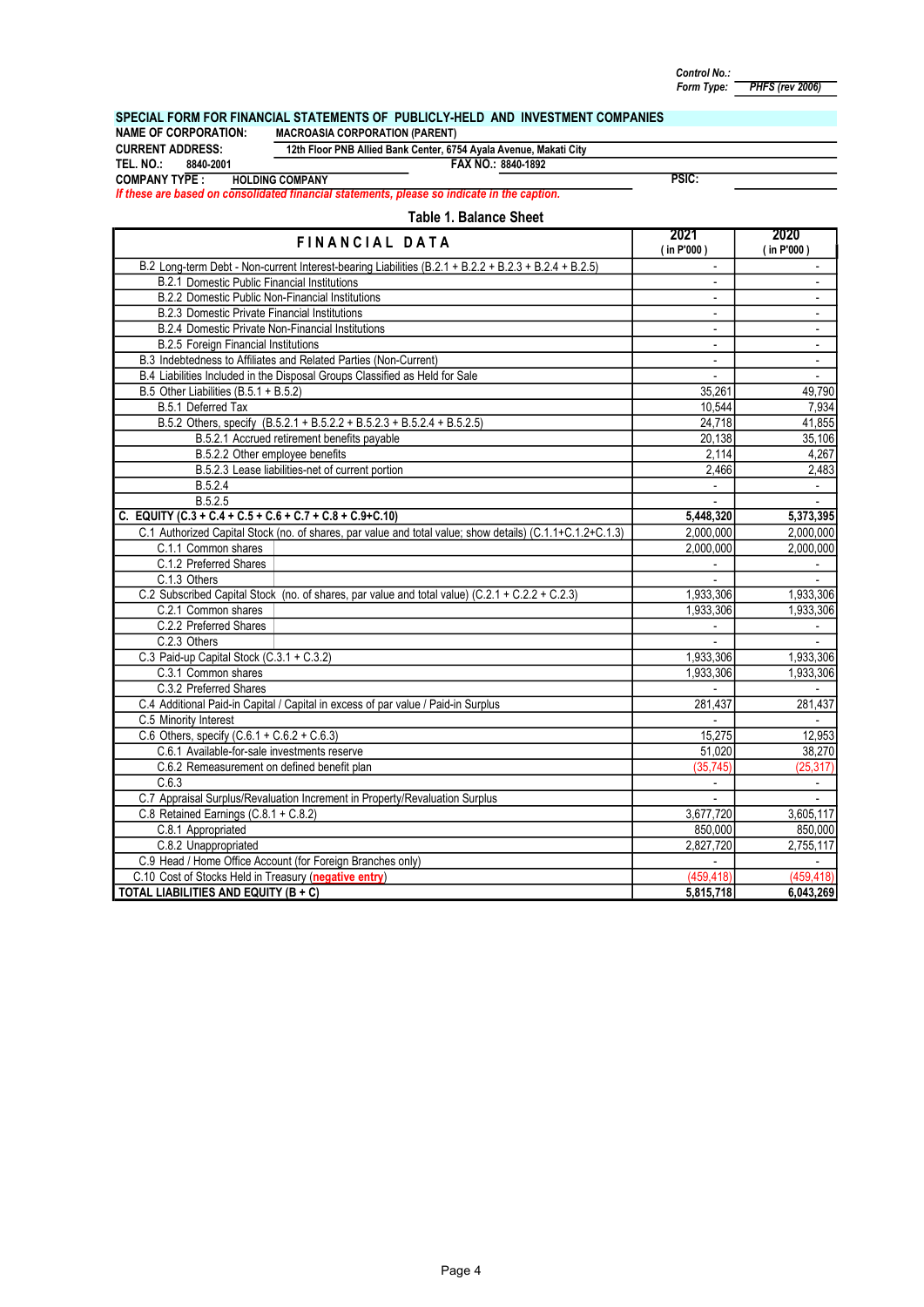Control No.:
Form Type: PHFS (rev 2006)

## SPECIAL FORM FOR FINANCIAL STATEMENTS OF PUBLICLY-HELD AND INVESTMENT COMPANIES

**NAME OF CORPORATION:** MACROASIA CORPORATION (PARENT)
**CURRENT ADDRESS:** 12th Floor PNB Allied Bank Center, 6754 Ayala Avenue, Makati City
**TEL. NO.:** 8840-2001 **FAX NO.:** 8840-1892
**COMPANY TYPE :** HOLDING COMPANY **PSIC:**

*If these are based on consolidated financial statements, please so indicate in the caption.*

### Table 1. Balance Sheet

| FINANCIAL DATA | 2021 ( in P'000 ) | 2020 ( in P'000 ) |
|---|---|---|
| B.2 Long-term Debt - Non-current Interest-bearing Liabilities (B.2.1 + B.2.2 + B.2.3 + B.2.4 + B.2.5) | - | - |
| B.2.1 Domestic Public Financial Institutions | - | - |
| B.2.2 Domestic Public Non-Financial Institutions | - | - |
| B.2.3 Domestic Private Financial Institutions | - | - |
| B.2.4 Domestic Private Non-Financial Institutions | - | - |
| B.2.5 Foreign Financial Institutions | - | - |
| B.3 Indebtedness to Affiliates and Related Parties (Non-Current) | - | - |
| B.4 Liabilities Included in the Disposal Groups Classified as Held for Sale | - | - |
| B.5 Other Liabilities (B.5.1 + B.5.2) | 35,261 | 49,790 |
| B.5.1 Deferred Tax | 10,544 | 7,934 |
| B.5.2 Others, specify (B.5.2.1 + B.5.2.2 + B.5.2.3 + B.5.2.4 + B.5.2.5) | 24,718 | 41,855 |
| B.5.2.1 Accrued retirement benefits payable | 20,138 | 35,106 |
| B.5.2.2 Other employee benefits | 2,114 | 4,267 |
| B.5.2.3 Lease liabilities-net of current portion | 2,466 | 2,483 |
| B.5.2.4 | - | - |
| B.5.2.5 | - | - |
| **C. EQUITY (C.3 + C.4 + C.5 + C.6 + C.7 + C.8 + C.9+C.10)** | **5,448,320** | **5,373,395** |
| C.1 Authorized Capital Stock (no. of shares, par value and total value; show details) (C.1.1+C.1.2+C.1.3) | 2,000,000 | 2,000,000 |
| C.1.1 Common shares | 2,000,000 | 2,000,000 |
| C.1.2 Preferred Shares | - | - |
| C.1.3 Others | - | - |
| C.2 Subscribed Capital Stock (no. of shares, par value and total value) (C.2.1 + C.2.2 + C.2.3) | 1,933,306 | 1,933,306 |
| C.2.1 Common shares | 1,933,306 | 1,933,306 |
| C.2.2 Preferred Shares | - | - |
| C.2.3 Others | - | - |
| C.3 Paid-up Capital Stock (C.3.1 + C.3.2) | 1,933,306 | 1,933,306 |
| C.3.1 Common shares | 1,933,306 | 1,933,306 |
| C.3.2 Preferred Shares | - | - |
| C.4 Additional Paid-in Capital / Capital in excess of par value / Paid-in Surplus | 281,437 | 281,437 |
| C.5 Minority Interest | - | - |
| C.6 Others, specify (C.6.1 + C.6.2 + C.6.3) | 15,275 | 12,953 |
| C.6.1 Available-for-sale investments reserve | 51,020 | 38,270 |
| C.6.2 Remeasurement on defined benefit plan | (35,745) | (25,317) |
| C.6.3 | - | - |
| C.7 Appraisal Surplus/Revaluation Increment in Property/Revaluation Surplus | - | - |
| C.8 Retained Earnings (C.8.1 + C.8.2) | 3,677,720 | 3,605,117 |
| C.8.1 Appropriated | 850,000 | 850,000 |
| C.8.2 Unappropriated | 2,827,720 | 2,755,117 |
| C.9 Head / Home Office Account (for Foreign Branches only) | - | - |
| C.10 Cost of Stocks Held in Treasury (**negative entry**) | (459,418) | (459,418) |
| **TOTAL LIABILITIES AND EQUITY (B + C)** | **5,815,718** | **6,043,269** |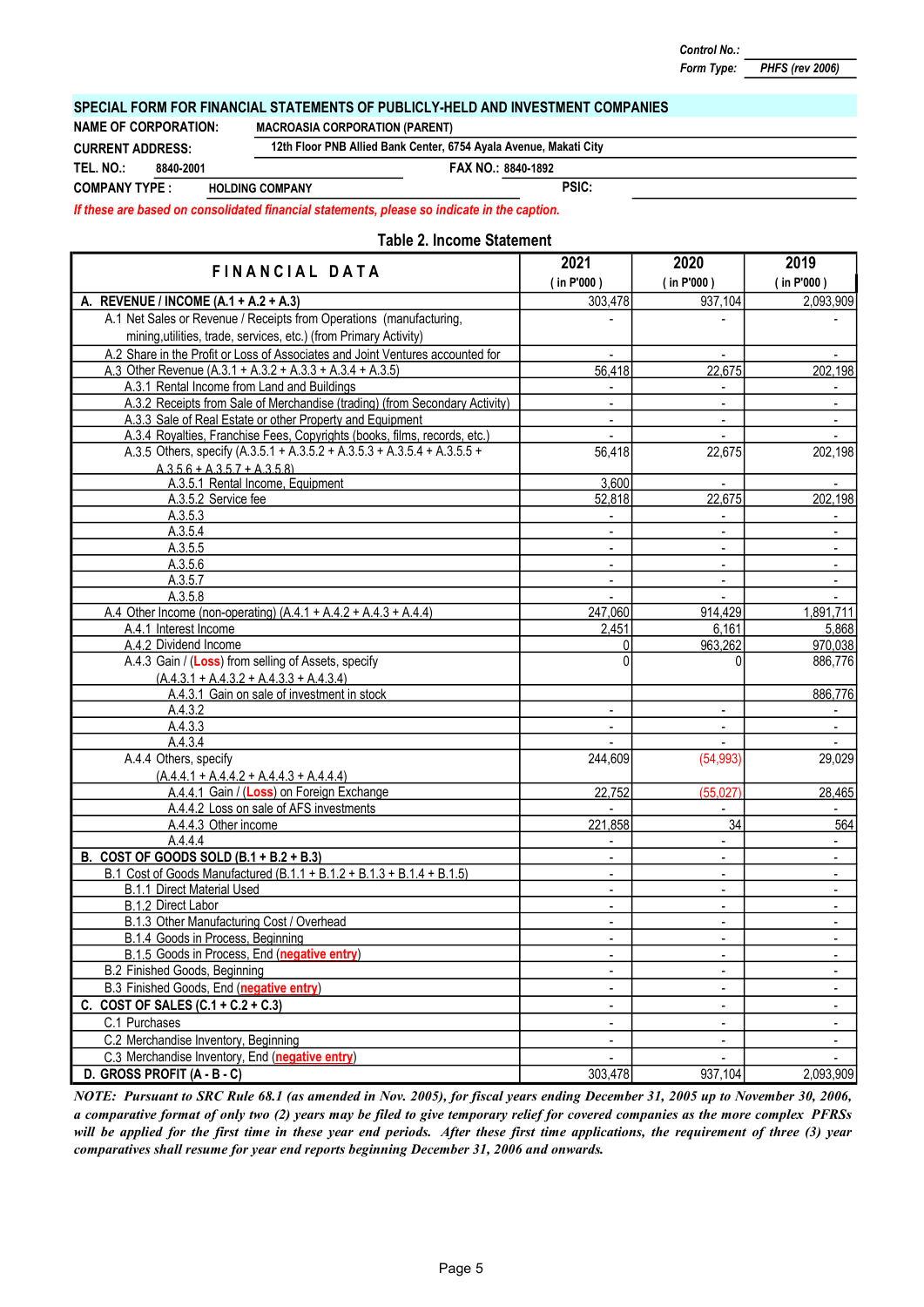Control No.:
Form Type: PHFS (rev 2006)

## SPECIAL FORM FOR FINANCIAL STATEMENTS OF PUBLICLY-HELD AND INVESTMENT COMPANIES

**NAME OF CORPORATION:** MACROASIA CORPORATION (PARENT)
**CURRENT ADDRESS:** 12th Floor PNB Allied Bank Center, 6754 Ayala Avenue, Makati City
**TEL. NO.:** 8840-2001 **FAX NO.:** 8840-1892
**COMPANY TYPE :** HOLDING COMPANY **PSIC:**

*If these are based on consolidated financial statements, please so indicate in the caption.*

### Table 2. Income Statement

| FINANCIAL DATA | 2021 ( in P'000 ) | 2020 ( in P'000 ) | 2019 ( in P'000 ) |
|---|---|---|---|
| **A. REVENUE / INCOME (A.1 + A.2 + A.3)** | 303,478 | 937,104 | 2,093,909 |
| A.1 Net Sales or Revenue / Receipts from Operations (manufacturing, mining,utilities, trade, services, etc.) (from Primary Activity) | - | - | - |
| A.2 Share in the Profit or Loss of Associates and Joint Ventures accounted for | - | - | - |
| A.3 Other Revenue (A.3.1 + A.3.2 + A.3.3 + A.3.4 + A.3.5) | 56,418 | 22,675 | 202,198 |
| A.3.1 Rental Income from Land and Buildings | - | - | - |
| A.3.2 Receipts from Sale of Merchandise (trading) (from Secondary Activity) | - | - | - |
| A.3.3 Sale of Real Estate or other Property and Equipment | - | - | - |
| A.3.4 Royalties, Franchise Fees, Copyrights (books, films, records, etc.) | - | - | - |
| A.3.5 Others, specify (A.3.5.1 + A.3.5.2 + A.3.5.3 + A.3.5.4 + A.3.5.5 + A.3.5.6 + A.3.5.7 + A.3.5.8) | 56,418 | 22,675 | 202,198 |
| A.3.5.1 Rental Income, Equipment | 3,600 | - | - |
| A.3.5.2 Service fee | 52,818 | 22,675 | 202,198 |
| A.3.5.3 | - | - | - |
| A.3.5.4 | - | - | - |
| A.3.5.5 | - | - | - |
| A.3.5.6 | - | - | - |
| A.3.5.7 | - | - | - |
| A.3.5.8 | - | - | - |
| A.4 Other Income (non-operating) (A.4.1 + A.4.2 + A.4.3 + A.4.4) | 247,060 | 914,429 | 1,891,711 |
| A.4.1 Interest Income | 2,451 | 6,161 | 5,868 |
| A.4.2 Dividend Income | 0 | 963,262 | 970,038 |
| A.4.3 Gain / (**Loss**) from selling of Assets, specify (A.4.3.1 + A.4.3.2 + A.4.3.3 + A.4.3.4) | 0 | 0 | 886,776 |
| A.4.3.1 Gain on sale of investment in stock | | | 886,776 |
| A.4.3.2 | - | - | - |
| A.4.3.3 | - | - | - |
| A.4.3.4 | - | - | - |
| A.4.4 Others, specify (A.4.4.1 + A.4.4.2 + A.4.4.3 + A.4.4.4) | 244,609 | (54,993) | 29,029 |
| A.4.4.1 Gain / (**Loss**) on Foreign Exchange | 22,752 | (55,027) | 28,465 |
| A.4.4.2 Loss on sale of AFS investments | - | - | - |
| A.4.4.3 Other income | 221,858 | 34 | 564 |
| A.4.4.4 | - | - | - |
| **B. COST OF GOODS SOLD (B.1 + B.2 + B.3)** | - | - | - |
| B.1 Cost of Goods Manufactured (B.1.1 + B.1.2 + B.1.3 + B.1.4 + B.1.5) | - | - | - |
| B.1.1 Direct Material Used | - | - | - |
| B.1.2 Direct Labor | - | - | - |
| B.1.3 Other Manufacturing Cost / Overhead | - | - | - |
| B.1.4 Goods in Process, Beginning | - | - | - |
| B.1.5 Goods in Process, End (**negative entry**) | - | - | - |
| B.2 Finished Goods, Beginning | - | - | - |
| B.3 Finished Goods, End (**negative entry**) | - | - | - |
| **C. COST OF SALES (C.1 + C.2 + C.3)** | - | - | - |
| C.1 Purchases | - | - | - |
| C.2 Merchandise Inventory, Beginning | - | - | - |
| C.3 Merchandise Inventory, End (**negative entry**) | - | - | - |
| **D. GROSS PROFIT (A - B - C)** | 303,478 | 937,104 | 2,093,909 |

***NOTE: Pursuant to SRC Rule 68.1 (as amended in Nov. 2005), for fiscal years ending December 31, 2005 up to November 30, 2006, a comparative format of only two (2) years may be filed to give temporary relief for covered companies as the more complex PFRSs will be applied for the first time in these year end periods. After these first time applications, the requirement of three (3) year comparatives shall resume for year end reports beginning December 31, 2006 and onwards.***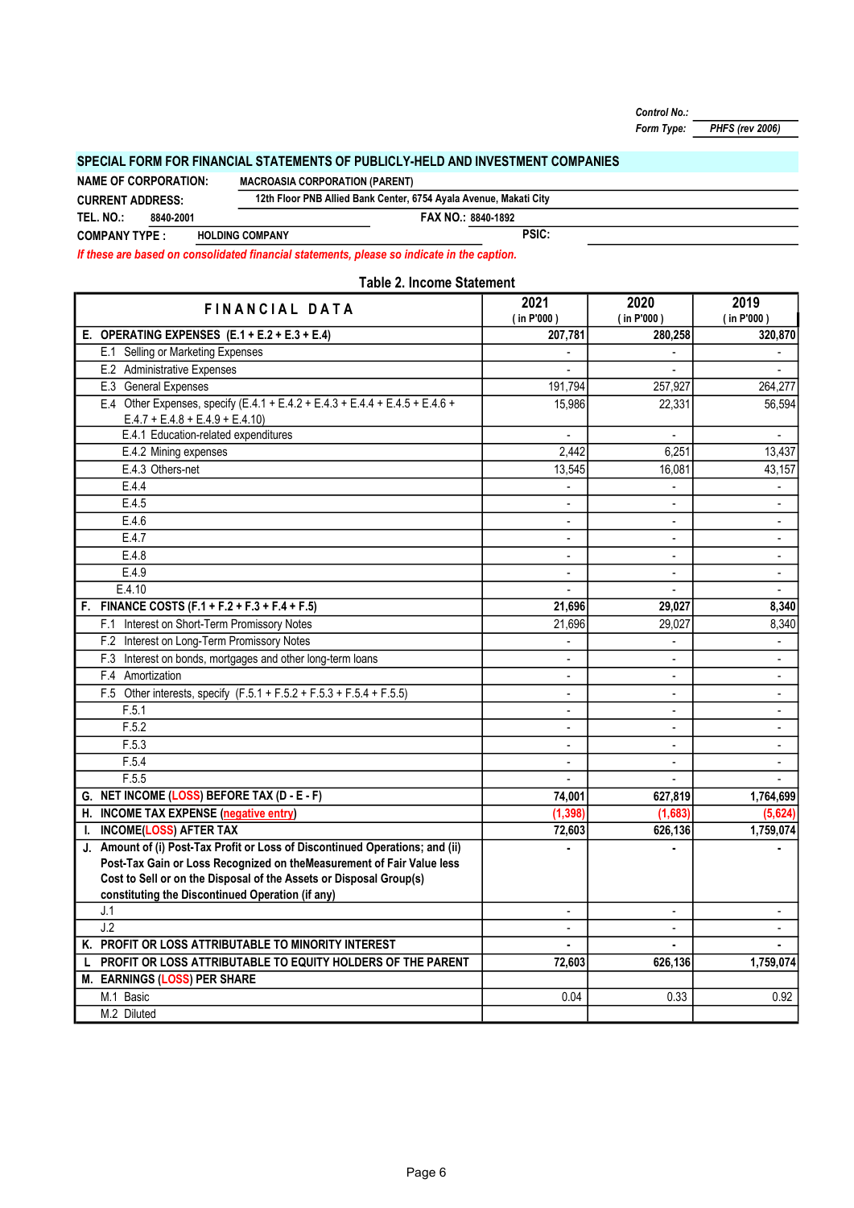Control No.:
Form Type: PHFS (rev 2006)

## SPECIAL FORM FOR FINANCIAL STATEMENTS OF PUBLICLY-HELD AND INVESTMENT COMPANIES

**NAME OF CORPORATION:** MACROASIA CORPORATION (PARENT)
**CURRENT ADDRESS:** 12th Floor PNB Allied Bank Center, 6754 Ayala Avenue, Makati City
**TEL. NO.:** 8840-2001 **FAX NO.:** 8840-1892
**COMPANY TYPE :** HOLDING COMPANY **PSIC:**

*If these are based on consolidated financial statements, please so indicate in the caption.*

### Table 2. Income Statement

| FINANCIAL DATA | 2021 ( in P'000 ) | 2020 ( in P'000 ) | 2019 ( in P'000 ) |
|---|---|---|---|
| **E. OPERATING EXPENSES (E.1 + E.2 + E.3 + E.4)** | **207,781** | **280,258** | **320,870** |
| E.1 Selling or Marketing Expenses | - | - | - |
| E.2 Administrative Expenses | - | - | - |
| E.3 General Expenses | 191,794 | 257,927 | 264,277 |
| E.4 Other Expenses, specify (E.4.1 + E.4.2 + E.4.3 + E.4.4 + E.4.5 + E.4.6 + E.4.7 + E.4.8 + E.4.9 + E.4.10) | 15,986 | 22,331 | 56,594 |
| E.4.1 Education-related expenditures | - | - | - |
| E.4.2 Mining expenses | 2,442 | 6,251 | 13,437 |
| E.4.3 Others-net | 13,545 | 16,081 | 43,157 |
| E.4.4 | - | - | - |
| E.4.5 | - | - | - |
| E.4.6 | - | - | - |
| E.4.7 | - | - | - |
| E.4.8 | - | - | - |
| E.4.9 | - | - | - |
| E.4.10 | - | - | - |
| **F. FINANCE COSTS (F.1 + F.2 + F.3 + F.4 + F.5)** | **21,696** | **29,027** | **8,340** |
| F.1 Interest on Short-Term Promissory Notes | 21,696 | 29,027 | 8,340 |
| F.2 Interest on Long-Term Promissory Notes | - | - | - |
| F.3 Interest on bonds, mortgages and other long-term loans | - | - | - |
| F.4 Amortization | - | - | - |
| F.5 Other interests, specify (F.5.1 + F.5.2 + F.5.3 + F.5.4 + F.5.5) | - | - | - |
| F.5.1 | - | - | - |
| F.5.2 | - | - | - |
| F.5.3 | - | - | - |
| F.5.4 | - | - | - |
| F.5.5 | - | - | - |
| **G. NET INCOME (LOSS) BEFORE TAX (D - E - F)** | **74,001** | **627,819** | **1,764,699** |
| **H. INCOME TAX EXPENSE (negative entry)** | **(1,398)** | **(1,683)** | **(5,624)** |
| **I. INCOME(LOSS) AFTER TAX** | **72,603** | **626,136** | **1,759,074** |
| **J. Amount of (i) Post-Tax Profit or Loss of Discontinued Operations; and (ii) Post-Tax Gain or Loss Recognized on theMeasurement of Fair Value less Cost to Sell or on the Disposal of the Assets or Disposal Group(s) constituting the Discontinued Operation (if any)** | **-** | **-** | **-** |
| J.1 | - | - | - |
| J.2 | - | - | - |
| **K. PROFIT OR LOSS ATTRIBUTABLE TO MINORITY INTEREST** | **-** | **-** | **-** |
| **L PROFIT OR LOSS ATTRIBUTABLE TO EQUITY HOLDERS OF THE PARENT** | **72,603** | **626,136** | **1,759,074** |
| **M. EARNINGS (LOSS) PER SHARE** | | | |
| M.1 Basic | 0.04 | 0.33 | 0.92 |
| M.2 Diluted | | | |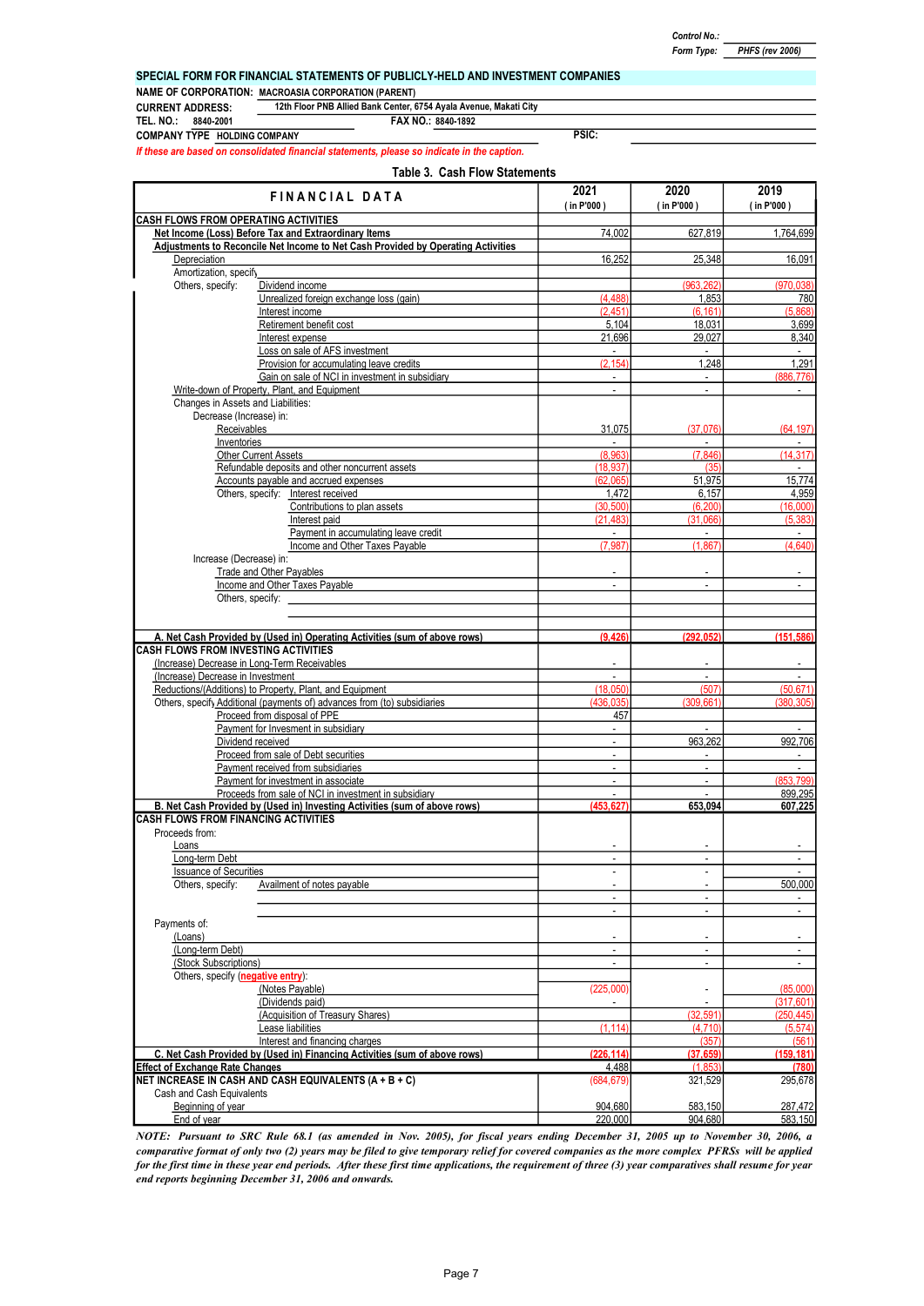Control No.:
Form Type: PHFS (rev 2006)

**SPECIAL FORM FOR FINANCIAL STATEMENTS OF PUBLICLY-HELD AND INVESTMENT COMPANIES**

**NAME OF CORPORATION:** MACROASIA CORPORATION (PARENT)
**CURRENT ADDRESS:** 12th Floor PNB Allied Bank Center, 6754 Ayala Avenue, Makati City
**TEL. NO.:** 8840-2001 **FAX NO.:** 8840-1892
**COMPANY TYPE** HOLDING COMPANY **PSIC:**

*If these are based on consolidated financial statements, please so indicate in the caption.*

**Table 3. Cash Flow Statements**

| FINANCIAL DATA | | | 2021 (in P'000) | 2020 (in P'000) | 2019 (in P'000) |
|---|---|---|---|---|---|
| **CASH FLOWS FROM OPERATING ACTIVITIES** | | | | | |
| **Net Income (Loss) Before Tax and Extraordinary Items** | | | 74,002 | 627,819 | 1,764,699 |
| **Adjustments to Reconcile Net Income to Net Cash Provided by Operating Activities** | | | | | |
| Depreciation | | | 16,252 | 25,348 | 16,091 |
| Amortization, specify | | | | | |
| Others, specify: | Dividend income | | | (963,262) | (970,038) |
| | Unrealized foreign exchange loss (gain) | | (4,488) | 1,853 | 780 |
| | Interest income | | (2,451) | (6,161) | (5,868) |
| | Retirement benefit cost | | 5,104 | 18,031 | 3,699 |
| | Interest expense | | 21,696 | 29,027 | 8,340 |
| | Loss on sale of AFS investment | | - | - | - |
| | Provision for accumulating leave credits | | (2,154) | 1,248 | 1,291 |
| | Gain on sale of NCI in investment in subsidiary | | - | - | (886,776) |
| Write-down of Property, Plant, and Equipment | | | - | - | - |
| Changes in Assets and Liabilities: | | | | | |
| Decrease (Increase) in: | | | | | |
| Receivables | | | 31,075 | (37,076) | (64,197) |
| Inventories | | | - | - | - |
| Other Current Assets | | | (8,963) | (7,846) | (14,317) |
| Refundable deposits and other noncurrent assets | | | (18,937) | (35) | - |
| Accounts payable and accrued expenses | | | (62,065) | 51,975 | 15,774 |
| Others, specify: | Interest received | | 1,472 | 6,157 | 4,959 |
| | Contributions to plan assets | | (30,500) | (6,200) | (16,000) |
| | Interest paid | | (21,483) | (31,066) | (5,383) |
| | Payment in accumulating leave credit | | - | - | - |
| | Income and Other Taxes Payable | | (7,987) | (1,867) | (4,640) |
| Increase (Decrease) in: | | | | | |
| Trade and Other Payables | | | - | - | - |
| Income and Other Taxes Payable | | | - | - | - |
| Others, specify: | | | | | |
| **A. Net Cash Provided by (Used in) Operating Activities (sum of above rows)** | | | (9,426) | (292,052) | (151,586) |
| **CASH FLOWS FROM INVESTING ACTIVITIES** | | | | | |
| (Increase) Decrease in Long-Term Receivables | | | - | - | - |
| (Increase) Decrease in Investment | | | - | - | - |
| Reductions/(Additions) to Property, Plant, and Equipment | | | (18,050) | (507) | (50,671) |
| Others, specify | Additional (payments of) advances from (to) subsidiaries | | (436,035) | (309,661) | (380,305) |
| | Proceed from disposal of PPE | | 457 | | |
| | Payment for Invesment in subsidiary | | - | - | - |
| | Dividend received | | - | 963,262 | 992,706 |
| | Proceed from sale of Debt securities | | - | - | - |
| | Payment received from subsidiaries | | - | - | - |
| | Payment for investment in associate | | - | - | (853,799) |
| | Proceeds from sale of NCI in investment in subsidiary | | - | - | 899,295 |
| **B. Net Cash Provided by (Used in) Investing Activities (sum of above rows)** | | | (453,627) | 653,094 | 607,225 |
| **CASH FLOWS FROM FINANCING ACTIVITIES** | | | | | |
| Proceeds from: | | | | | |
| Loans | | | - | - | - |
| Long-term Debt | | | - | - | - |
| Issuance of Securities | | | - | - | - |
| Others, specify: | Availment of notes payable | | - | - | 500,000 |
| | | | - | - | - |
| | | | - | - | - |
| Payments of: | | | | | |
| (Loans) | | | - | - | - |
| (Long-term Debt) | | | - | - | - |
| (Stock Subscriptions) | | | - | - | - |
| Others, specify (negative entry): | | | | | |
| | (Notes Payable) | | (225,000) | - | (85,000) |
| | (Dividends paid) | | - | - | (317,601) |
| | (Acquisition of Treasury Shares) | | | (32,591) | (250,445) |
| | Lease liabilities | | (1,114) | (4,710) | (5,574) |
| | Interest and financing charges | | | (357) | (561) |
| **C. Net Cash Provided by (Used in) Financing Activities (sum of above rows)** | | | (226,114) | (37,659) | (159,181) |
| **Effect of Exchange Rate Changes** | | | 4,488 | (1,853) | (780) |
| **NET INCREASE IN CASH AND CASH EQUIVALENTS (A + B + C)** | | | (684,679) | 321,529 | 295,678 |
| Cash and Cash Equivalents | | | | | |
| Beginning of year | | | 904,680 | 583,150 | 287,472 |
| End of year | | | 220,000 | 904,680 | 583,150 |

*NOTE: Pursuant to SRC Rule 68.1 (as amended in Nov. 2005), for fiscal years ending December 31, 2005 up to November 30, 2006, a comparative format of only two (2) years may be filed to give temporary relief for covered companies as the more complex PFRSs will be applied for the first time in these year end periods. After these first time applications, the requirement of three (3) year comparatives shall resume for year end reports beginning December 31, 2006 and onwards.*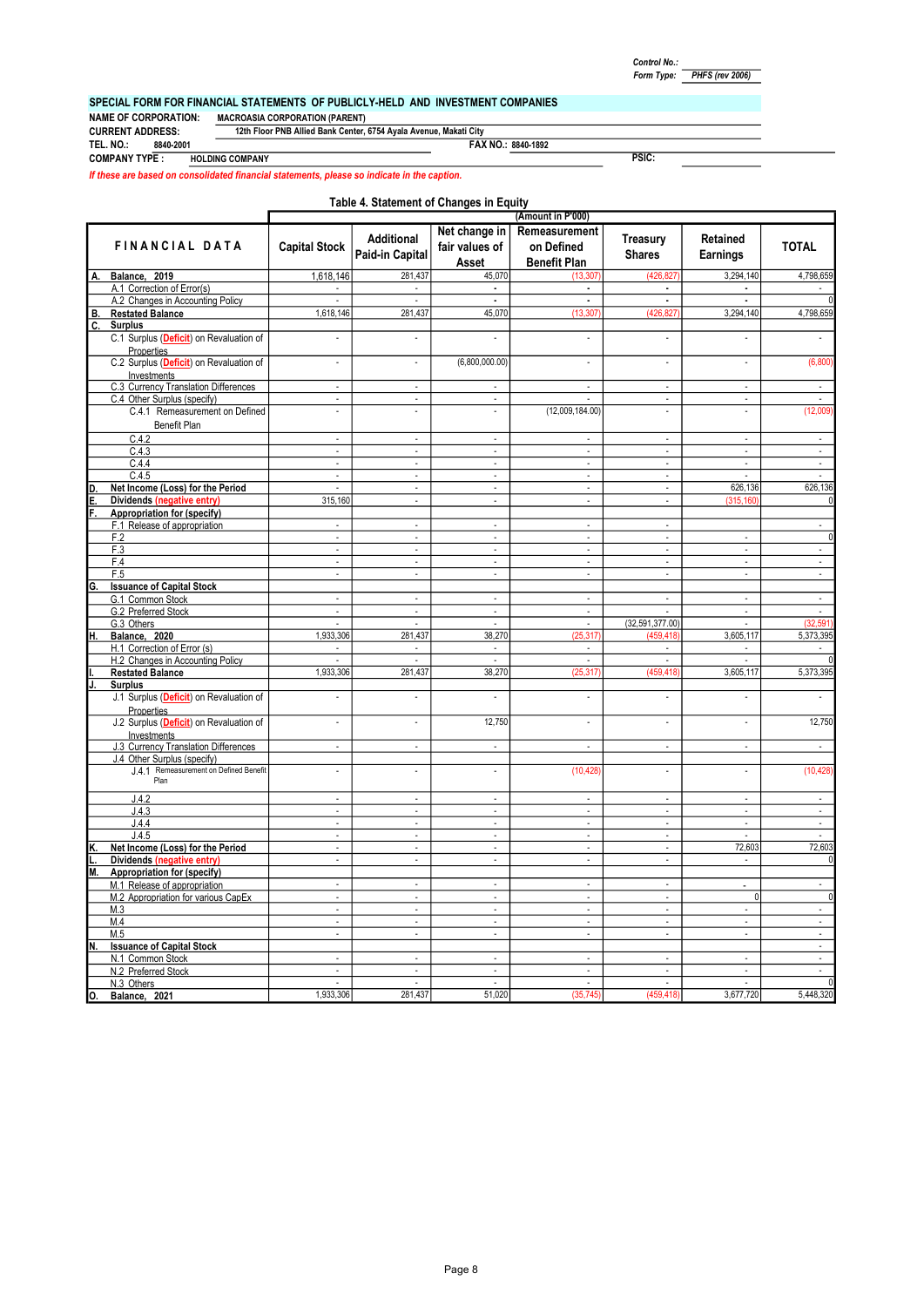Control No.:
Form Type: PHFS (rev 2006)

**SPECIAL FORM FOR FINANCIAL STATEMENTS OF PUBLICLY-HELD AND INVESTMENT COMPANIES**

**NAME OF CORPORATION:** MACROASIA CORPORATION (PARENT)
**CURRENT ADDRESS:** 12th Floor PNB Allied Bank Center, 6754 Ayala Avenue, Makati City
**TEL. NO.:** 8840-2001 **FAX NO.:** 8840-1892
**COMPANY TYPE :** HOLDING COMPANY **PSIC:**

*If these are based on consolidated financial statements, please so indicate in the caption.*

### Table 4. Statement of Changes in Equity

(Amount in P'000)

| FINANCIAL DATA | Capital Stock | Additional Paid-in Capital | Net change in fair values of Asset | Remeasurement on Defined Benefit Plan | Treasury Shares | Retained Earnings | TOTAL |
|---|---|---|---|---|---|---|---|
| **A. Balance, 2019** | 1,618,146 | 281,437 | 45,070 | (13,307) | (426,827) | 3,294,140 | 4,798,659 |
| A.1 Correction of Error(s) | - | - | - | - | - | - | - |
| A.2 Changes in Accounting Policy | - | - | - | - | - | - | 0 |
| **B. Restated Balance** | 1,618,146 | 281,437 | 45,070 | (13,307) | (426,827) | 3,294,140 | 4,798,659 |
| **C. Surplus** | | | | | | | |
| C.1 Surplus (Deficit) on Revaluation of Properties | - | - | - | - | - | - | - |
| C.2 Surplus (Deficit) on Revaluation of Investments | - | - | (6,800,000.00) | - | - | - | (6,800) |
| C.3 Currency Translation Differences | - | - | - | - | - | - | - |
| C.4 Other Surplus (specify) | - | - | - | - | - | - | - |
| C.4.1 Remeasurement on Defined Benefit Plan | - | - | - | (12,009,184.00) | - | - | (12,009) |
| C.4.2 | - | - | - | - | - | - | - |
| C.4.3 | - | - | - | - | - | - | - |
| C.4.4 | - | - | - | - | - | - | - |
| C.4.5 | - | - | - | - | - | - | - |
| **D. Net Income (Loss) for the Period** | - | - | - | - | - | 626,136 | 626,136 |
| **E. Dividends (negative entry)** | 315,160 | - | - | - | - | (315,160) | 0 |
| **F. Appropriation for (specify)** | | | | | | | |
| F.1 Release of appropriation | - | - | - | - | - | | - |
| F.2 | - | - | - | - | - | - | 0 |
| F.3 | - | - | - | - | - | - | - |
| F.4 | - | - | - | - | - | - | - |
| F.5 | - | - | - | - | - | - | - |
| **G. Issuance of Capital Stock** | | | | | | | |
| G.1 Common Stock | - | - | - | - | - | - | - |
| G.2 Preferred Stock | - | - | - | - | - | - | - |
| G.3 Others | - | - | - | - | (32,591,377.00) | - | (32,591) |
| **H. Balance, 2020** | 1,933,306 | 281,437 | 38,270 | (25,317) | (459,418) | 3,605,117 | 5,373,395 |
| H.1 Correction of Error (s) | - | - | - | - | - | - | - |
| H.2 Changes in Accounting Policy | - | - | - | - | - | - | 0 |
| **I. Restated Balance** | 1,933,306 | 281,437 | 38,270 | (25,317) | (459,418) | 3,605,117 | 5,373,395 |
| **J. Surplus** | | | | | | | |
| J.1 Surplus (Deficit) on Revaluation of Properties | - | - | - | - | - | - | - |
| J.2 Surplus (Deficit) on Revaluation of Investments | - | - | 12,750 | - | - | - | 12,750 |
| J.3 Currency Translation Differences | - | - | - | - | - | - | - |
| J.4 Other Surplus (specify) | | | | | | | |
| J.4.1 Remeasurement on Defined Benefit Plan | - | - | - | (10,428) | - | - | (10,428) |
| J.4.2 | - | - | - | - | - | - | - |
| J.4.3 | - | - | - | - | - | - | - |
| J.4.4 | - | - | - | - | - | - | - |
| J.4.5 | - | - | - | - | - | - | - |
| **K. Net Income (Loss) for the Period** | - | - | - | - | - | 72,603 | 72,603 |
| **L. Dividends (negative entry)** | - | - | - | - | - | - | 0 |
| **M. Appropriation for (specify)** | | | | | | | |
| M.1 Release of appropriation | - | - | - | - | - | - | - |
| M.2 Appropriation for various CapEx | - | - | - | - | - | 0 | 0 |
| M.3 | - | - | - | - | - | - | - |
| M.4 | - | - | - | - | - | - | - |
| M.5 | - | - | - | - | - | - | - |
| **N. Issuance of Capital Stock** | | | | | | | - |
| N.1 Common Stock | - | - | - | - | - | - | - |
| N.2 Preferred Stock | - | - | - | - | - | - | - |
| N.3 Others | - | - | - | - | - | - | 0 |
| **O. Balance, 2021** | 1,933,306 | 281,437 | 51,020 | (35,745) | (459,418) | 3,677,720 | 5,448,320 |